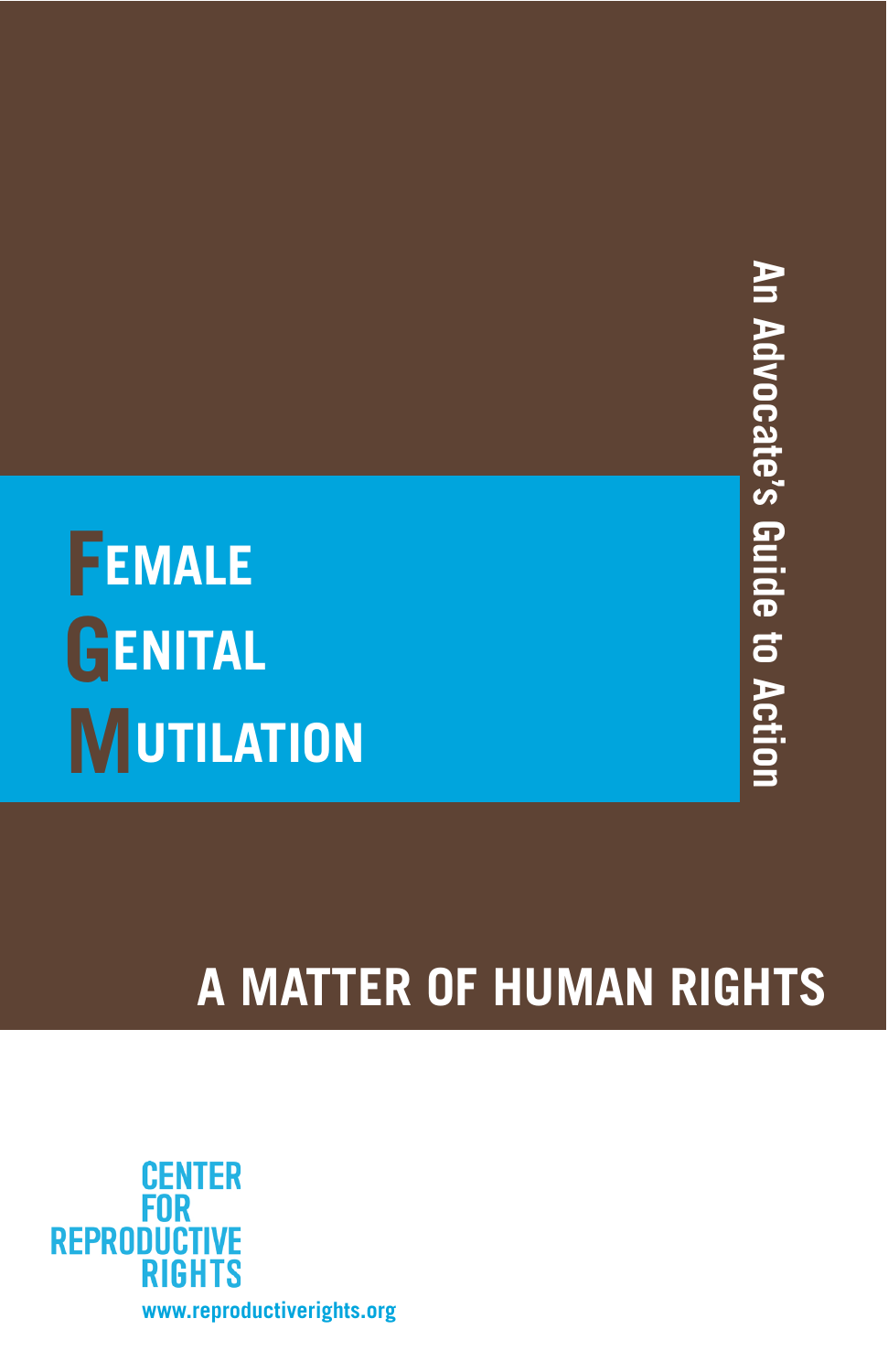# Female Genital Mutilation

## An Advocate's Guide to Action

## A MATTER OF HUMAN RIGHTS

CENTER FOR REPRODUCTIVE RIGHTS

www.reproductiverights.org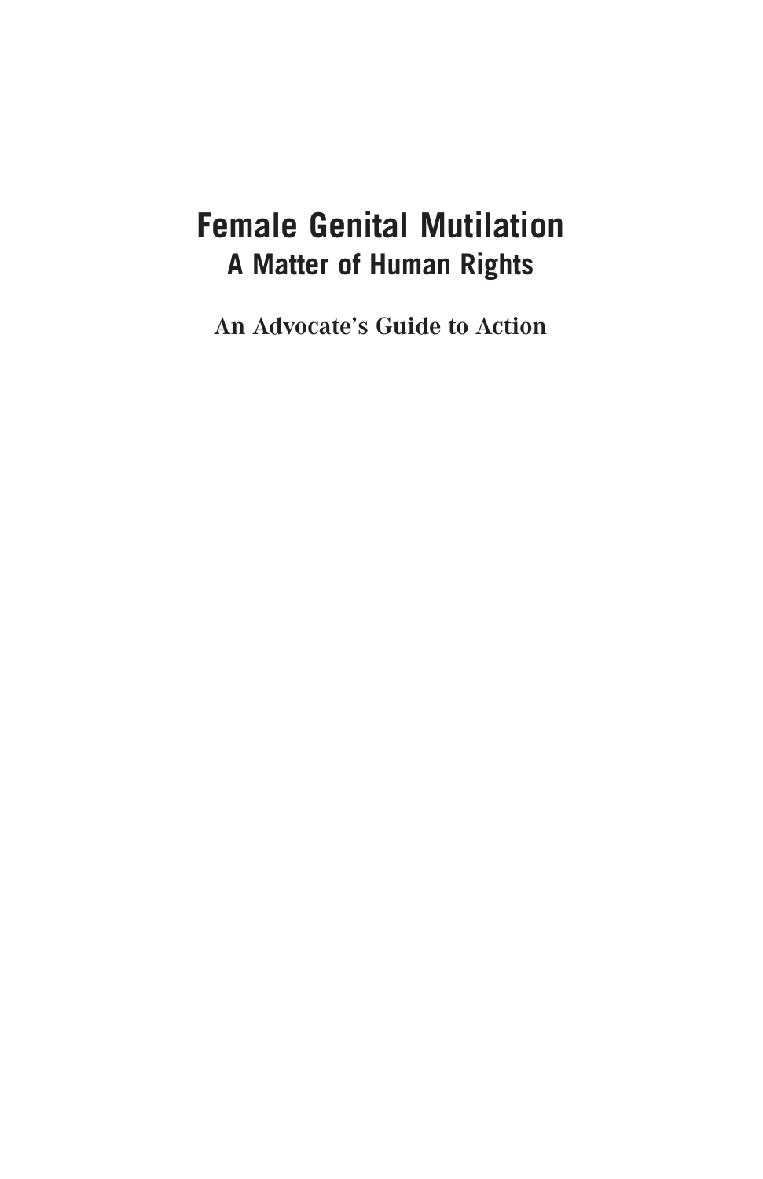# Female Genital Mutilation

## A Matter of Human Rights

### An Advocate's Guide to Action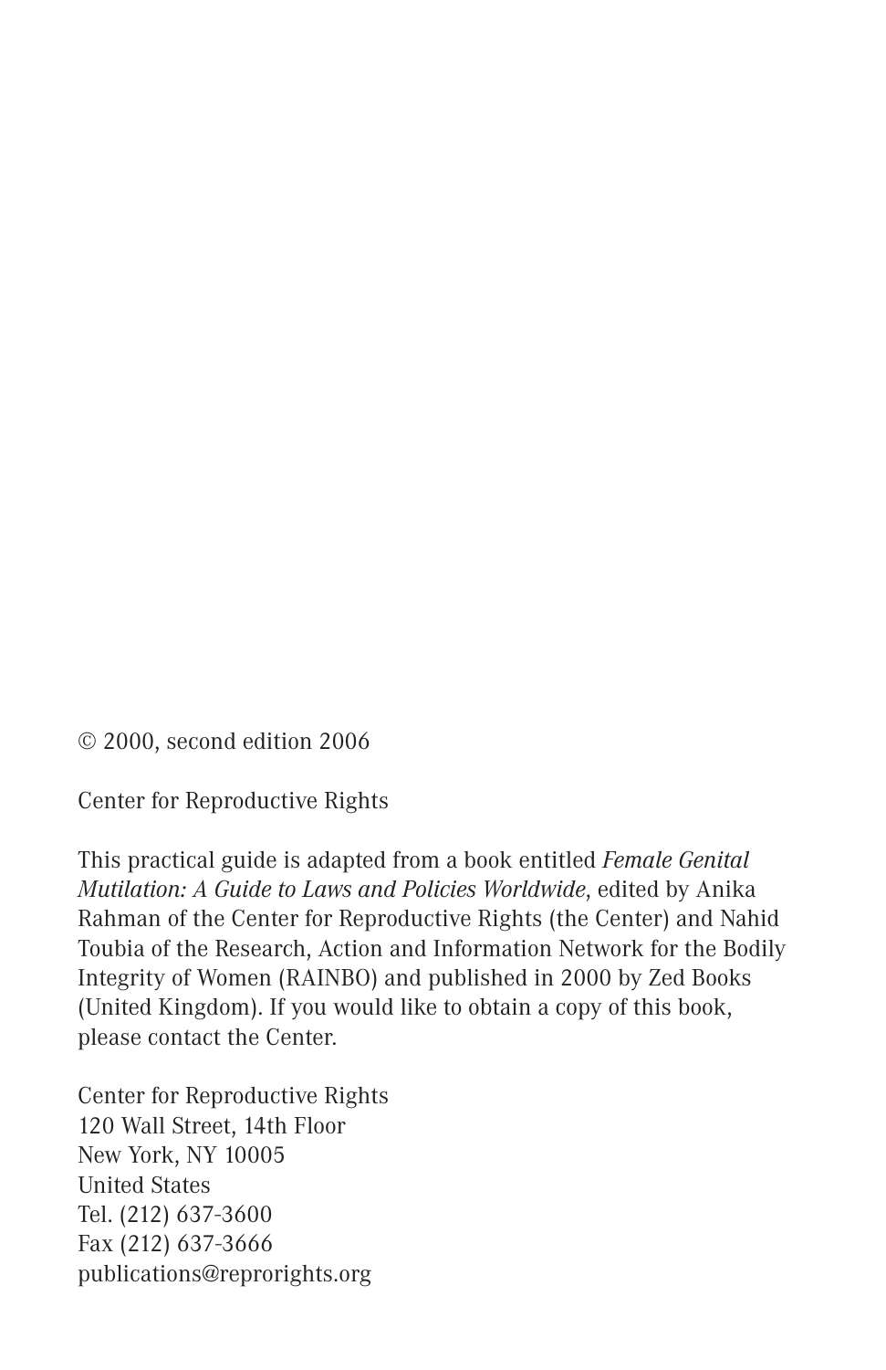© 2000, second edition 2006

Center for Reproductive Rights

This practical guide is adapted from a book entitled *Female Genital Mutilation: A Guide to Laws and Policies Worldwide*, edited by Anika Rahman of the Center for Reproductive Rights (the Center) and Nahid Toubia of the Research, Action and Information Network for the Bodily Integrity of Women (RAINBO) and published in 2000 by Zed Books (United Kingdom). If you would like to obtain a copy of this book, please contact the Center.

Center for Reproductive Rights
120 Wall Street, 14th Floor
New York, NY 10005
United States
Tel. (212) 637-3600
Fax (212) 637-3666
publications@reprorights.org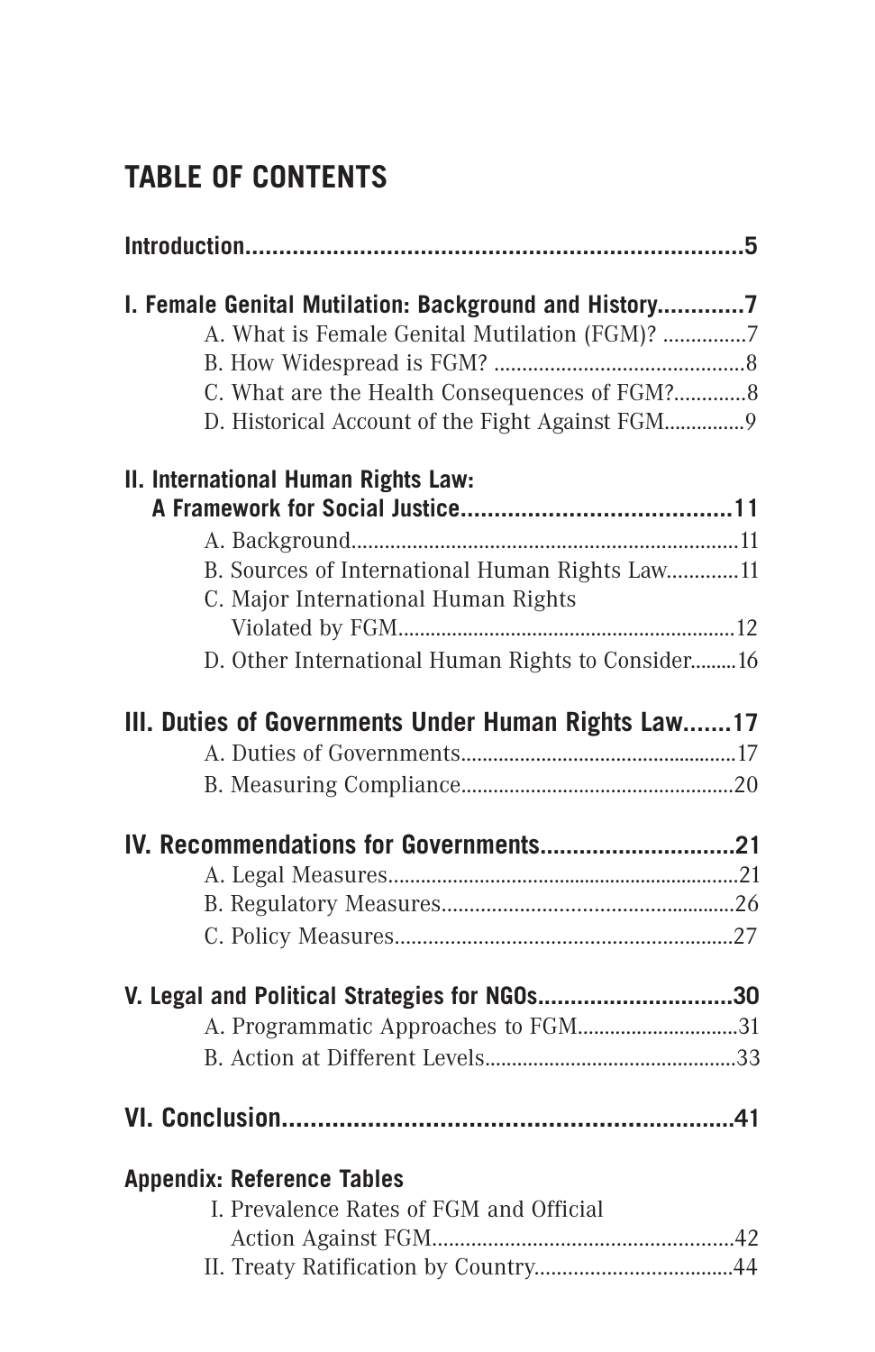# TABLE OF CONTENTS

**Introduction..........................................................................5**

**I. Female Genital Mutilation: Background and History.............7**

- A. What is Female Genital Mutilation (FGM)? ...............7
- B. How Widespread is FGM? .............................................8
- C. What are the Health Consequences of FGM?.............8
- D. Historical Account of the Fight Against FGM..............9

**II. International Human Rights Law: A Framework for Social Justice........................................11**

- A. Background......................................................................11
- B. Sources of International Human Rights Law.............11
- C. Major International Human Rights Violated by FGM...............................................................12
- D. Other International Human Rights to Consider.........16

**III. Duties of Governments Under Human Rights Law.......17**

- A. Duties of Governments...................................................17
- B. Measuring Compliance...................................................20

**IV. Recommendations for Governments.............................21**

- A. Legal Measures..................................................................21
- B. Regulatory Measures......................................................26
- C. Policy Measures.............................................................27

**V. Legal and Political Strategies for NGOs.............................30**

- A. Programmatic Approaches to FGM..............................31
- B. Action at Different Levels...............................................33

**VI. Conclusion.................................................................41**

**Appendix: Reference Tables**

- I. Prevalence Rates of FGM and Official Action Against FGM......................................................42
- II. Treaty Ratification by Country....................................44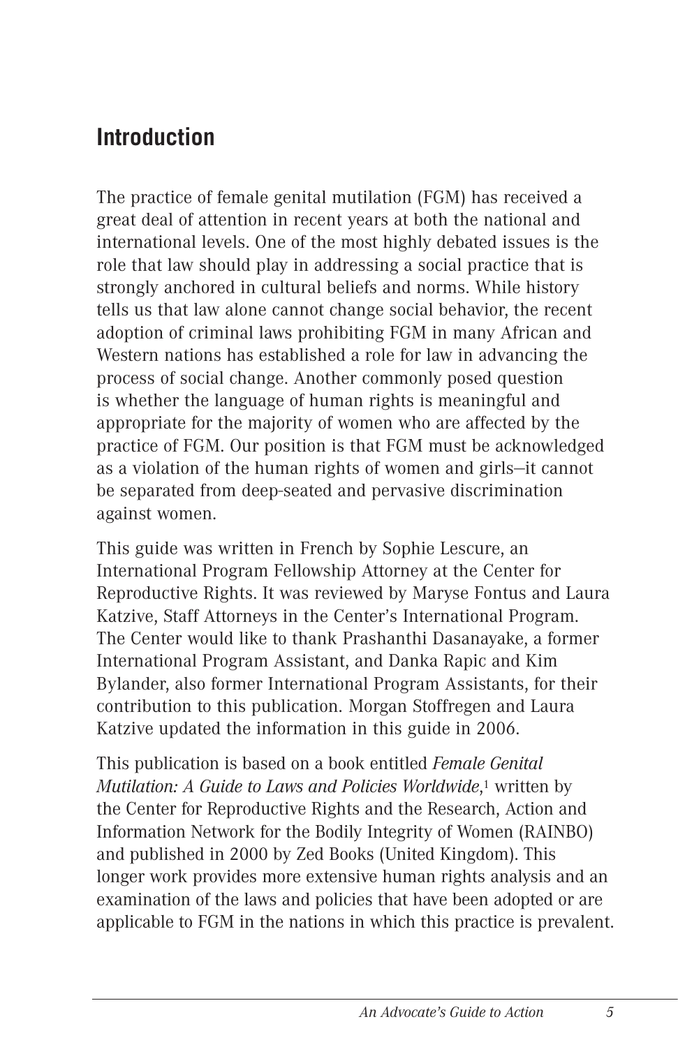## Introduction

The practice of female genital mutilation (FGM) has received a great deal of attention in recent years at both the national and international levels. One of the most highly debated issues is the role that law should play in addressing a social practice that is strongly anchored in cultural beliefs and norms. While history tells us that law alone cannot change social behavior, the recent adoption of criminal laws prohibiting FGM in many African and Western nations has established a role for law in advancing the process of social change. Another commonly posed question is whether the language of human rights is meaningful and appropriate for the majority of women who are affected by the practice of FGM. Our position is that FGM must be acknowledged as a violation of the human rights of women and girls—it cannot be separated from deep-seated and pervasive discrimination against women.

This guide was written in French by Sophie Lescure, an International Program Fellowship Attorney at the Center for Reproductive Rights. It was reviewed by Maryse Fontus and Laura Katzive, Staff Attorneys in the Center's International Program. The Center would like to thank Prashanthi Dasanayake, a former International Program Assistant, and Danka Rapic and Kim Bylander, also former International Program Assistants, for their contribution to this publication. Morgan Stoffregen and Laura Katzive updated the information in this guide in 2006.

This publication is based on a book entitled *Female Genital Mutilation: A Guide to Laws and Policies Worldwide*,[1] written by the Center for Reproductive Rights and the Research, Action and Information Network for the Bodily Integrity of Women (RAINBO) and published in 2000 by Zed Books (United Kingdom). This longer work provides more extensive human rights analysis and an examination of the laws and policies that have been adopted or are applicable to FGM in the nations in which this practice is prevalent.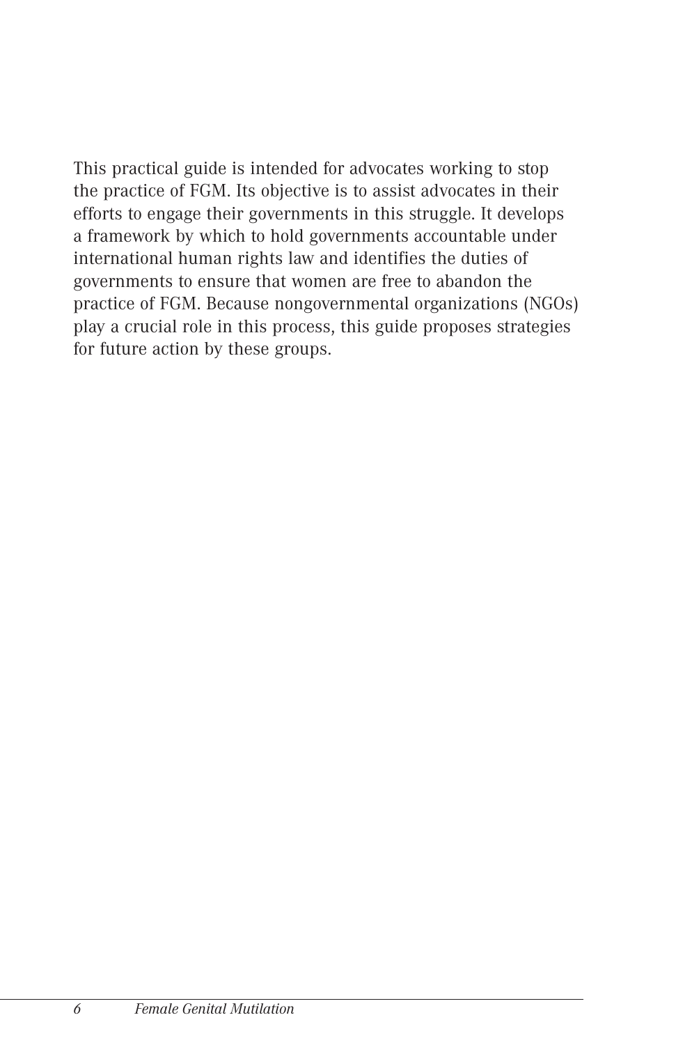This practical guide is intended for advocates working to stop the practice of FGM. Its objective is to assist advocates in their efforts to engage their governments in this struggle. It develops a framework by which to hold governments accountable under international human rights law and identifies the duties of governments to ensure that women are free to abandon the practice of FGM. Because nongovernmental organizations (NGOs) play a crucial role in this process, this guide proposes strategies for future action by these groups.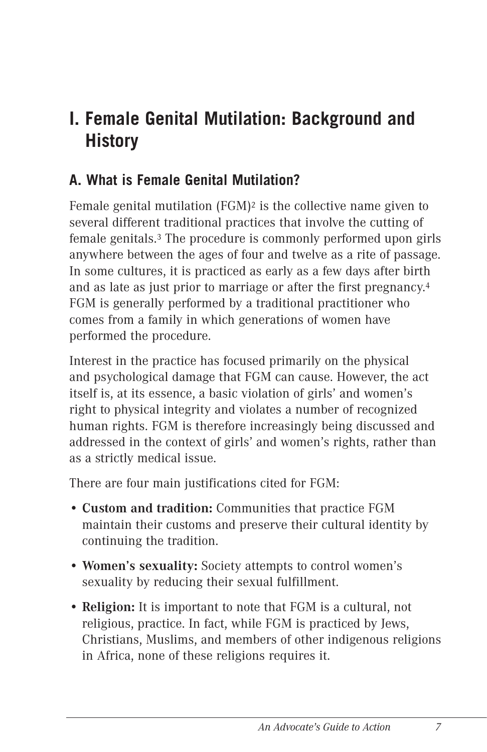# I. Female Genital Mutilation: Background and History

## A. What is Female Genital Mutilation?

Female genital mutilation (FGM)[2] is the collective name given to several different traditional practices that involve the cutting of female genitals.[3] The procedure is commonly performed upon girls anywhere between the ages of four and twelve as a rite of passage. In some cultures, it is practiced as early as a few days after birth and as late as just prior to marriage or after the first pregnancy.[4] FGM is generally performed by a traditional practitioner who comes from a family in which generations of women have performed the procedure.

Interest in the practice has focused primarily on the physical and psychological damage that FGM can cause. However, the act itself is, at its essence, a basic violation of girls' and women's right to physical integrity and violates a number of recognized human rights. FGM is therefore increasingly being discussed and addressed in the context of girls' and women's rights, rather than as a strictly medical issue.

There are four main justifications cited for FGM:

- **Custom and tradition:** Communities that practice FGM maintain their customs and preserve their cultural identity by continuing the tradition.
- **Women's sexuality:** Society attempts to control women's sexuality by reducing their sexual fulfillment.
- **Religion:** It is important to note that FGM is a cultural, not religious, practice. In fact, while FGM is practiced by Jews, Christians, Muslims, and members of other indigenous religions in Africa, none of these religions requires it.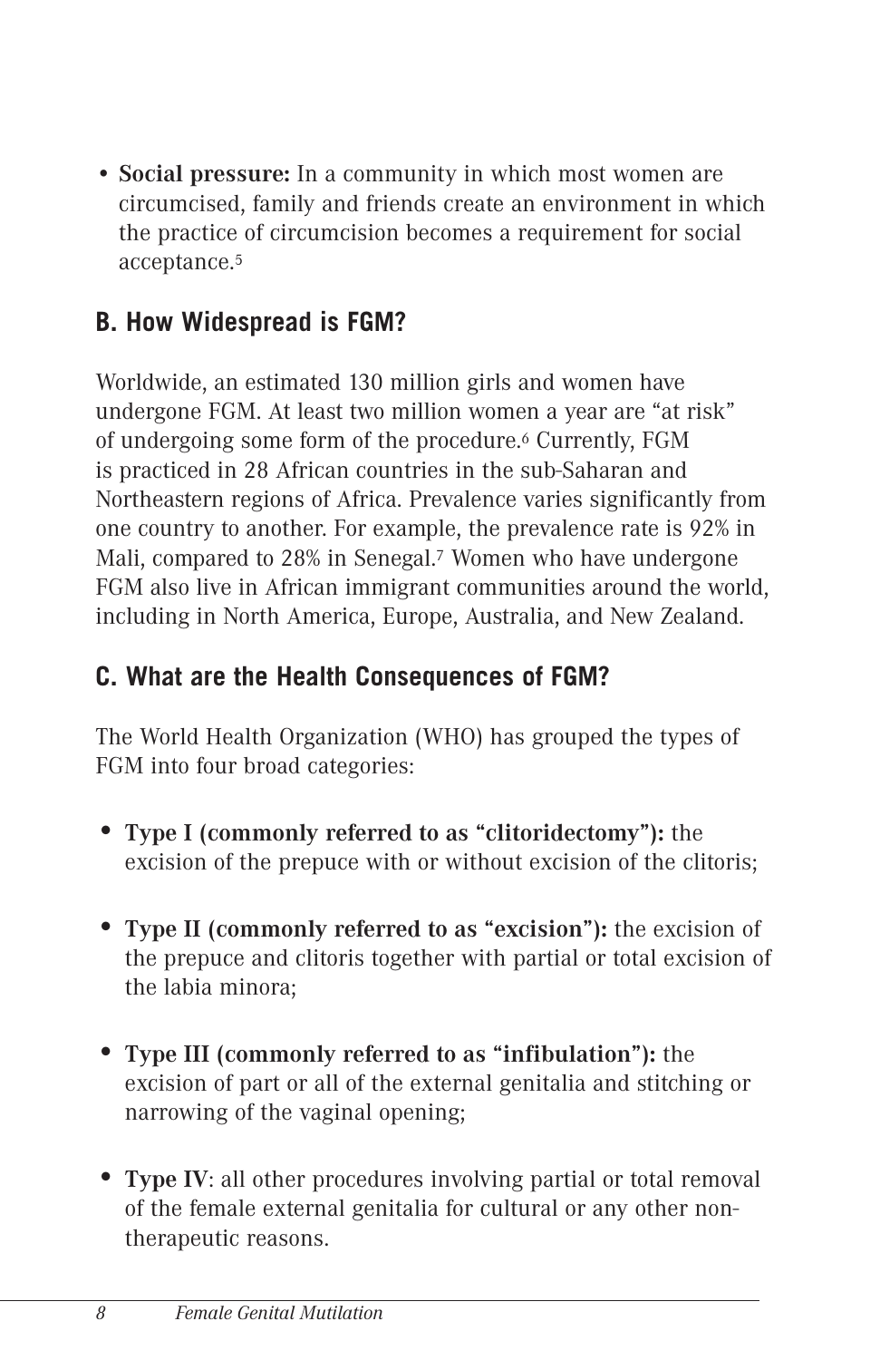- **Social pressure:** In a community in which most women are circumcised, family and friends create an environment in which the practice of circumcision becomes a requirement for social acceptance.[5]

## B. How Widespread is FGM?

Worldwide, an estimated 130 million girls and women have undergone FGM. At least two million women a year are "at risk" of undergoing some form of the procedure.[6] Currently, FGM is practiced in 28 African countries in the sub-Saharan and Northeastern regions of Africa. Prevalence varies significantly from one country to another. For example, the prevalence rate is 92% in Mali, compared to 28% in Senegal.[7] Women who have undergone FGM also live in African immigrant communities around the world, including in North America, Europe, Australia, and New Zealand.

## C. What are the Health Consequences of FGM?

The World Health Organization (WHO) has grouped the types of FGM into four broad categories:

- **Type I (commonly referred to as "clitoridectomy"):** the excision of the prepuce with or without excision of the clitoris;
- **Type II (commonly referred to as "excision"):** the excision of the prepuce and clitoris together with partial or total excision of the labia minora;
- **Type III (commonly referred to as "infibulation"):** the excision of part or all of the external genitalia and stitching or narrowing of the vaginal opening;
- **Type IV**: all other procedures involving partial or total removal of the female external genitalia for cultural or any other non-therapeutic reasons.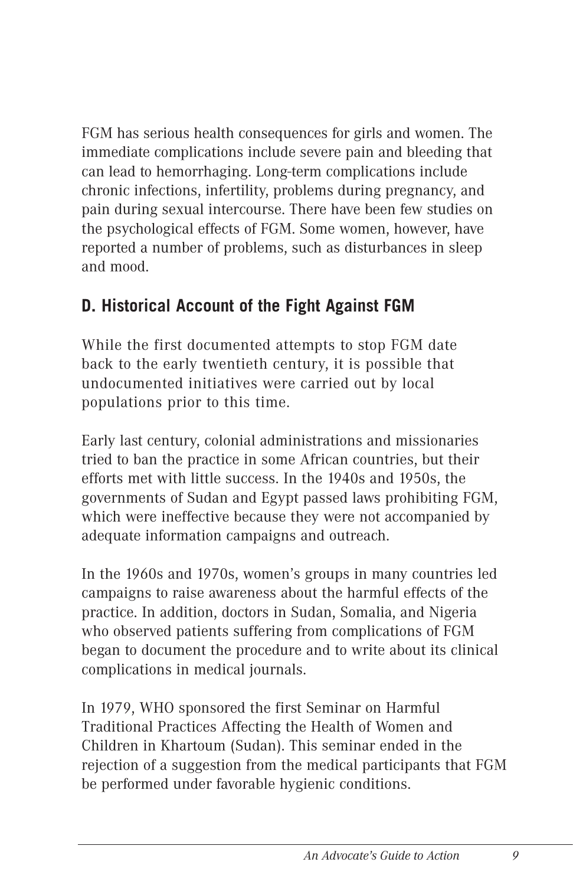FGM has serious health consequences for girls and women. The immediate complications include severe pain and bleeding that can lead to hemorrhaging. Long-term complications include chronic infections, infertility, problems during pregnancy, and pain during sexual intercourse. There have been few studies on the psychological effects of FGM. Some women, however, have reported a number of problems, such as disturbances in sleep and mood.

## D. Historical Account of the Fight Against FGM

While the first documented attempts to stop FGM date back to the early twentieth century, it is possible that undocumented initiatives were carried out by local populations prior to this time.

Early last century, colonial administrations and missionaries tried to ban the practice in some African countries, but their efforts met with little success. In the 1940s and 1950s, the governments of Sudan and Egypt passed laws prohibiting FGM, which were ineffective because they were not accompanied by adequate information campaigns and outreach.

In the 1960s and 1970s, women's groups in many countries led campaigns to raise awareness about the harmful effects of the practice. In addition, doctors in Sudan, Somalia, and Nigeria who observed patients suffering from complications of FGM began to document the procedure and to write about its clinical complications in medical journals.

In 1979, WHO sponsored the first Seminar on Harmful Traditional Practices Affecting the Health of Women and Children in Khartoum (Sudan). This seminar ended in the rejection of a suggestion from the medical participants that FGM be performed under favorable hygienic conditions.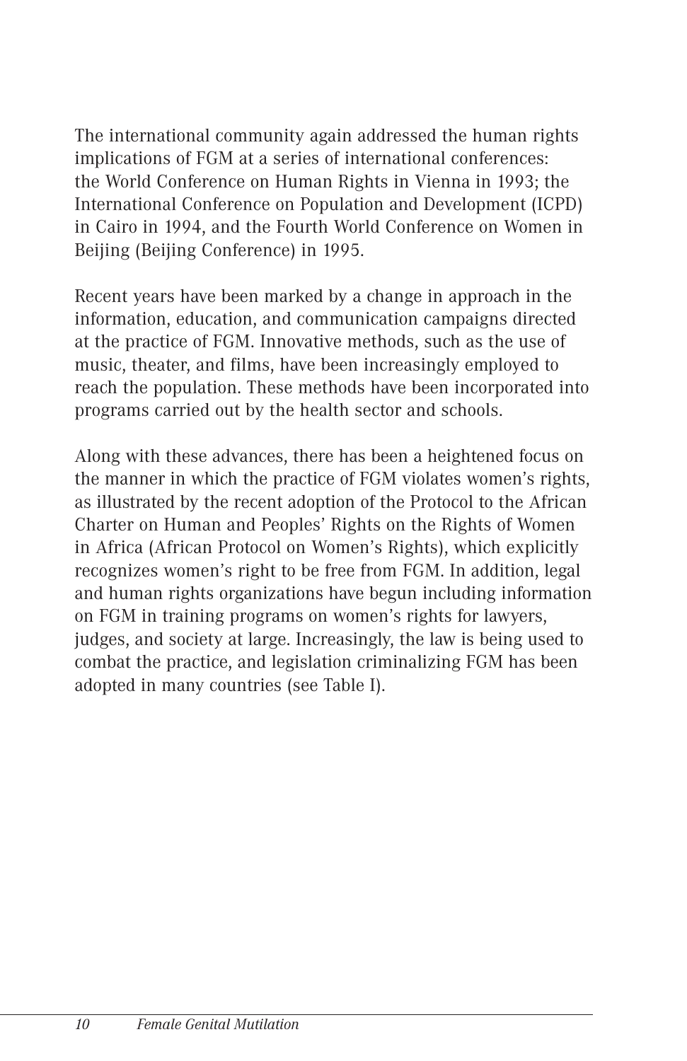The international community again addressed the human rights implications of FGM at a series of international conferences: the World Conference on Human Rights in Vienna in 1993; the International Conference on Population and Development (ICPD) in Cairo in 1994, and the Fourth World Conference on Women in Beijing (Beijing Conference) in 1995.

Recent years have been marked by a change in approach in the information, education, and communication campaigns directed at the practice of FGM. Innovative methods, such as the use of music, theater, and films, have been increasingly employed to reach the population. These methods have been incorporated into programs carried out by the health sector and schools.

Along with these advances, there has been a heightened focus on the manner in which the practice of FGM violates women's rights, as illustrated by the recent adoption of the Protocol to the African Charter on Human and Peoples' Rights on the Rights of Women in Africa (African Protocol on Women's Rights), which explicitly recognizes women's right to be free from FGM. In addition, legal and human rights organizations have begun including information on FGM in training programs on women's rights for lawyers, judges, and society at large. Increasingly, the law is being used to combat the practice, and legislation criminalizing FGM has been adopted in many countries (see Table I).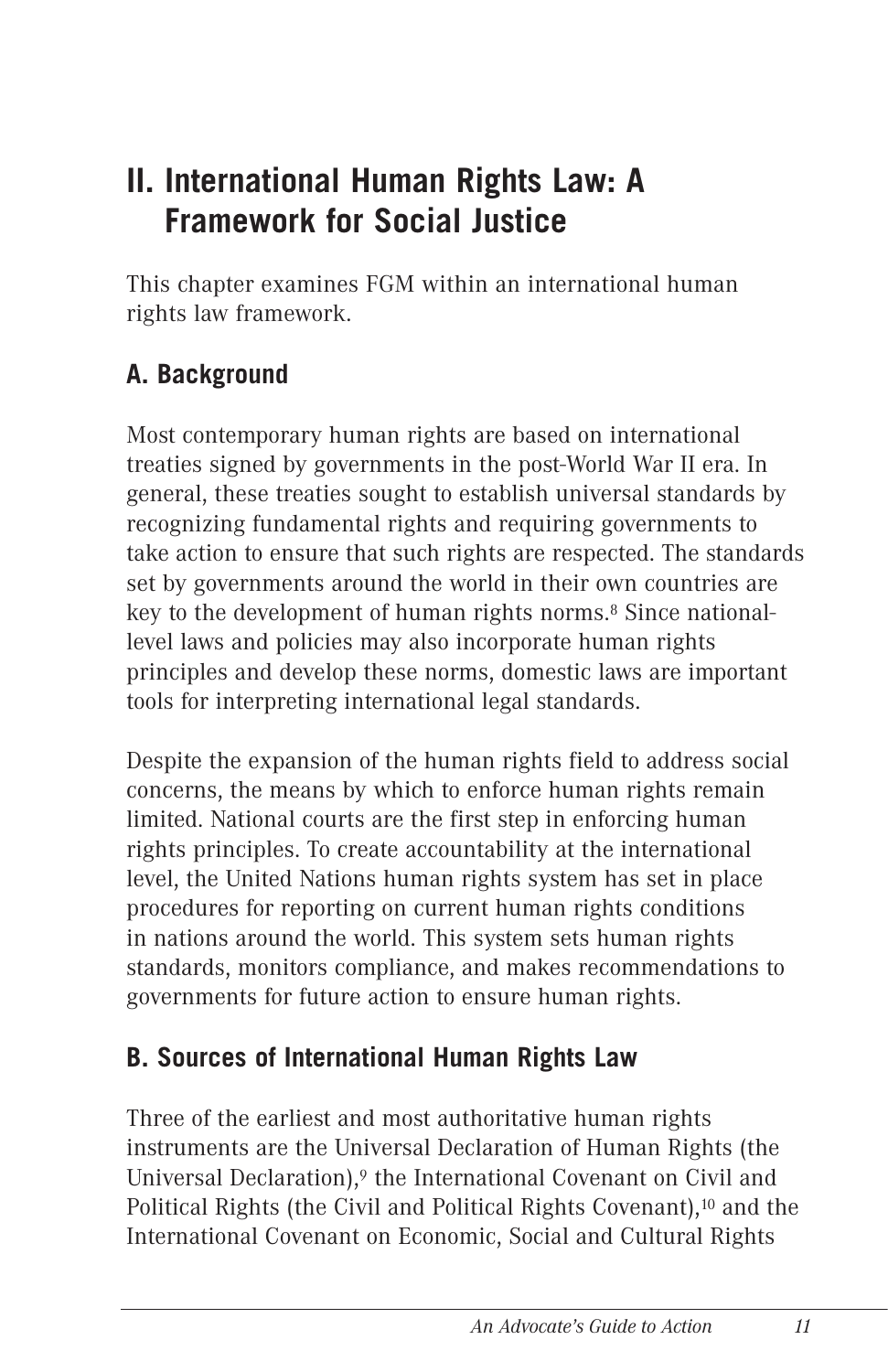## II. International Human Rights Law: A Framework for Social Justice

This chapter examines FGM within an international human rights law framework.

### A. Background

Most contemporary human rights are based on international treaties signed by governments in the post-World War II era. In general, these treaties sought to establish universal standards by recognizing fundamental rights and requiring governments to take action to ensure that such rights are respected. The standards set by governments around the world in their own countries are key to the development of human rights norms.[8] Since national-level laws and policies may also incorporate human rights principles and develop these norms, domestic laws are important tools for interpreting international legal standards.

Despite the expansion of the human rights field to address social concerns, the means by which to enforce human rights remain limited. National courts are the first step in enforcing human rights principles. To create accountability at the international level, the United Nations human rights system has set in place procedures for reporting on current human rights conditions in nations around the world. This system sets human rights standards, monitors compliance, and makes recommendations to governments for future action to ensure human rights.

### B. Sources of International Human Rights Law

Three of the earliest and most authoritative human rights instruments are the Universal Declaration of Human Rights (the Universal Declaration),[9] the International Covenant on Civil and Political Rights (the Civil and Political Rights Covenant),[10] and the International Covenant on Economic, Social and Cultural Rights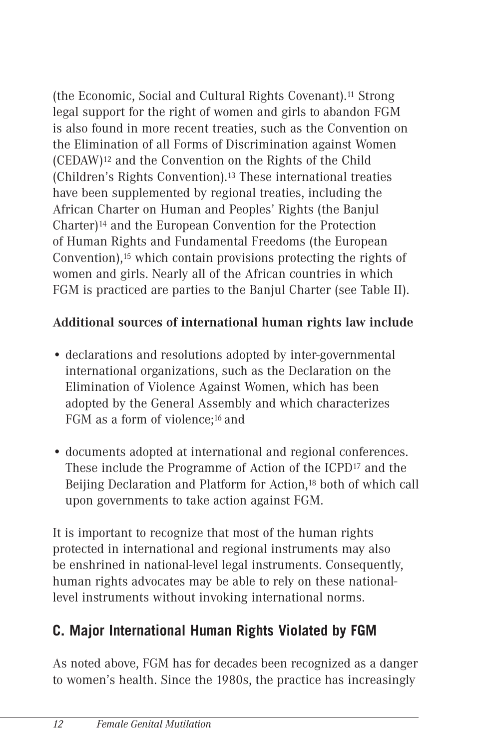(the Economic, Social and Cultural Rights Covenant).[11] Strong legal support for the right of women and girls to abandon FGM is also found in more recent treaties, such as the Convention on the Elimination of all Forms of Discrimination against Women (CEDAW)[12] and the Convention on the Rights of the Child (Children's Rights Convention).[13] These international treaties have been supplemented by regional treaties, including the African Charter on Human and Peoples' Rights (the Banjul Charter)[14] and the European Convention for the Protection of Human Rights and Fundamental Freedoms (the European Convention),[15] which contain provisions protecting the rights of women and girls. Nearly all of the African countries in which FGM is practiced are parties to the Banjul Charter (see Table II).

**Additional sources of international human rights law include**

- declarations and resolutions adopted by inter-governmental international organizations, such as the Declaration on the Elimination of Violence Against Women, which has been adopted by the General Assembly and which characterizes FGM as a form of violence;[16] and

- documents adopted at international and regional conferences. These include the Programme of Action of the ICPD[17] and the Beijing Declaration and Platform for Action,[18] both of which call upon governments to take action against FGM.

It is important to recognize that most of the human rights protected in international and regional instruments may also be enshrined in national-level legal instruments. Consequently, human rights advocates may be able to rely on these national-level instruments without invoking international norms.

## C. Major International Human Rights Violated by FGM

As noted above, FGM has for decades been recognized as a danger to women's health. Since the 1980s, the practice has increasingly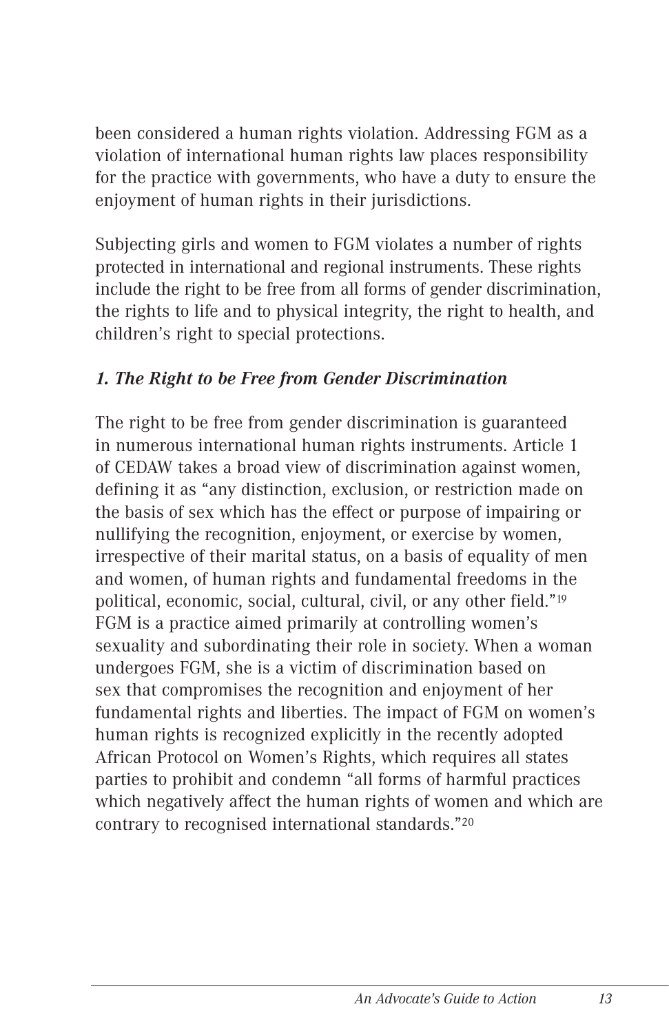been considered a human rights violation. Addressing FGM as a violation of international human rights law places responsibility for the practice with governments, who have a duty to ensure the enjoyment of human rights in their jurisdictions.

Subjecting girls and women to FGM violates a number of rights protected in international and regional instruments. These rights include the right to be free from all forms of gender discrimination, the rights to life and to physical integrity, the right to health, and children's right to special protections.

### *1. The Right to be Free from Gender Discrimination*

The right to be free from gender discrimination is guaranteed in numerous international human rights instruments. Article 1 of CEDAW takes a broad view of discrimination against women, defining it as "any distinction, exclusion, or restriction made on the basis of sex which has the effect or purpose of impairing or nullifying the recognition, enjoyment, or exercise by women, irrespective of their marital status, on a basis of equality of men and women, of human rights and fundamental freedoms in the political, economic, social, cultural, civil, or any other field."[19] FGM is a practice aimed primarily at controlling women's sexuality and subordinating their role in society. When a woman undergoes FGM, she is a victim of discrimination based on sex that compromises the recognition and enjoyment of her fundamental rights and liberties. The impact of FGM on women's human rights is recognized explicitly in the recently adopted African Protocol on Women's Rights, which requires all states parties to prohibit and condemn "all forms of harmful practices which negatively affect the human rights of women and which are contrary to recognised international standards."[20]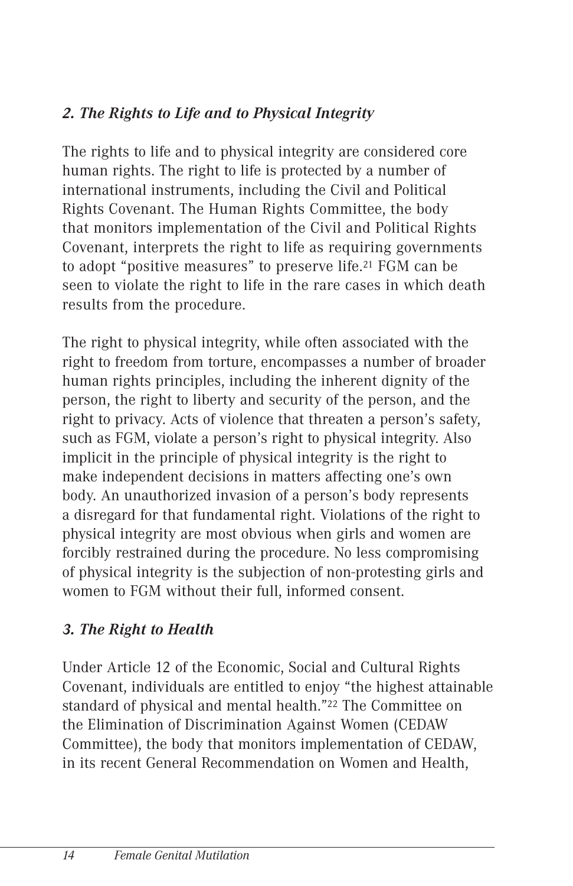### *2. The Rights to Life and to Physical Integrity*

The rights to life and to physical integrity are considered core human rights. The right to life is protected by a number of international instruments, including the Civil and Political Rights Covenant. The Human Rights Committee, the body that monitors implementation of the Civil and Political Rights Covenant, interprets the right to life as requiring governments to adopt "positive measures" to preserve life.[21] FGM can be seen to violate the right to life in the rare cases in which death results from the procedure.

The right to physical integrity, while often associated with the right to freedom from torture, encompasses a number of broader human rights principles, including the inherent dignity of the person, the right to liberty and security of the person, and the right to privacy. Acts of violence that threaten a person's safety, such as FGM, violate a person's right to physical integrity. Also implicit in the principle of physical integrity is the right to make independent decisions in matters affecting one's own body. An unauthorized invasion of a person's body represents a disregard for that fundamental right. Violations of the right to physical integrity are most obvious when girls and women are forcibly restrained during the procedure. No less compromising of physical integrity is the subjection of non-protesting girls and women to FGM without their full, informed consent.

### *3. The Right to Health*

Under Article 12 of the Economic, Social and Cultural Rights Covenant, individuals are entitled to enjoy "the highest attainable standard of physical and mental health."[22] The Committee on the Elimination of Discrimination Against Women (CEDAW Committee), the body that monitors implementation of CEDAW, in its recent General Recommendation on Women and Health,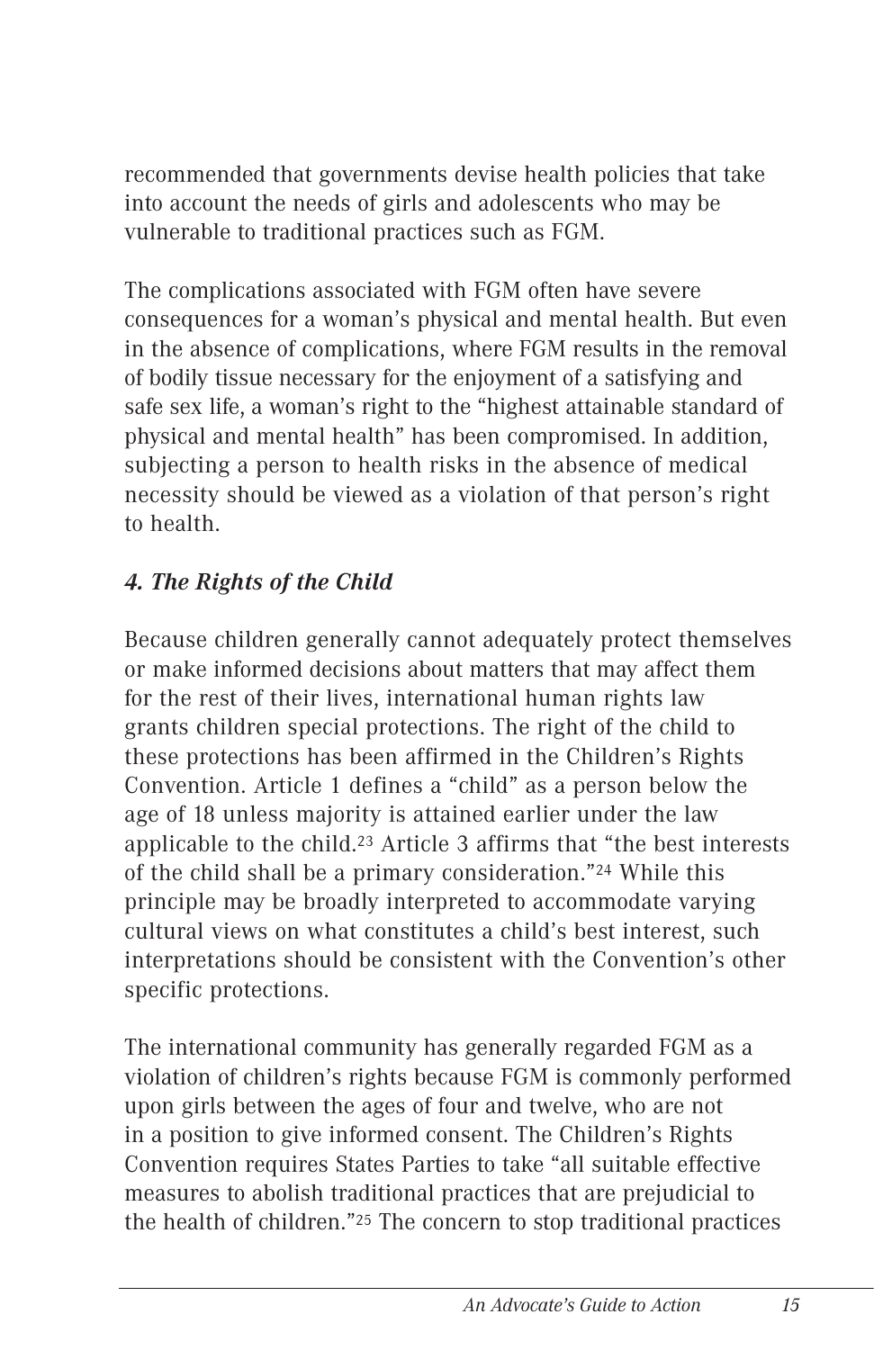recommended that governments devise health policies that take into account the needs of girls and adolescents who may be vulnerable to traditional practices such as FGM.

The complications associated with FGM often have severe consequences for a woman's physical and mental health. But even in the absence of complications, where FGM results in the removal of bodily tissue necessary for the enjoyment of a satisfying and safe sex life, a woman's right to the "highest attainable standard of physical and mental health" has been compromised. In addition, subjecting a person to health risks in the absence of medical necessity should be viewed as a violation of that person's right to health.

### *4. The Rights of the Child*

Because children generally cannot adequately protect themselves or make informed decisions about matters that may affect them for the rest of their lives, international human rights law grants children special protections. The right of the child to these protections has been affirmed in the Children's Rights Convention. Article 1 defines a "child" as a person below the age of 18 unless majority is attained earlier under the law applicable to the child.[23] Article 3 affirms that "the best interests of the child shall be a primary consideration."[24] While this principle may be broadly interpreted to accommodate varying cultural views on what constitutes a child's best interest, such interpretations should be consistent with the Convention's other specific protections.

The international community has generally regarded FGM as a violation of children's rights because FGM is commonly performed upon girls between the ages of four and twelve, who are not in a position to give informed consent. The Children's Rights Convention requires States Parties to take "all suitable effective measures to abolish traditional practices that are prejudicial to the health of children."[25] The concern to stop traditional practices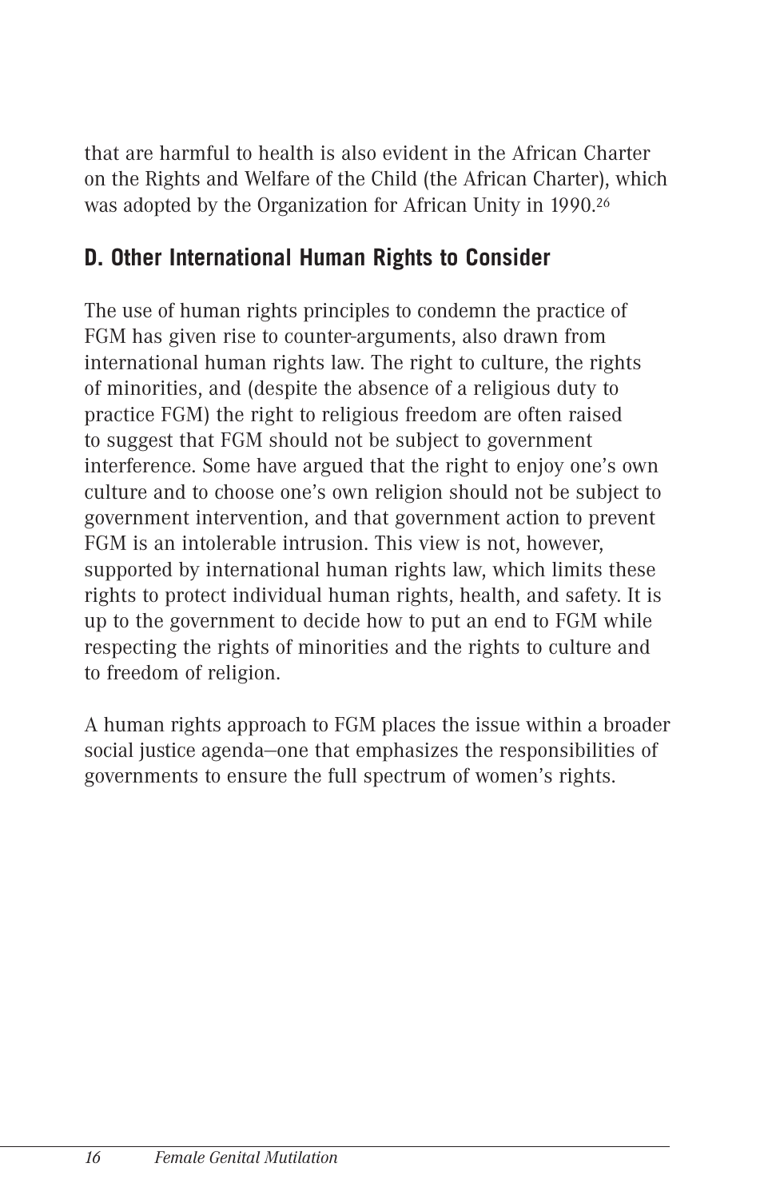that are harmful to health is also evident in the African Charter on the Rights and Welfare of the Child (the African Charter), which was adopted by the Organization for African Unity in 1990.[26]

## D. Other International Human Rights to Consider

The use of human rights principles to condemn the practice of FGM has given rise to counter-arguments, also drawn from international human rights law. The right to culture, the rights of minorities, and (despite the absence of a religious duty to practice FGM) the right to religious freedom are often raised to suggest that FGM should not be subject to government interference. Some have argued that the right to enjoy one's own culture and to choose one's own religion should not be subject to government intervention, and that government action to prevent FGM is an intolerable intrusion. This view is not, however, supported by international human rights law, which limits these rights to protect individual human rights, health, and safety. It is up to the government to decide how to put an end to FGM while respecting the rights of minorities and the rights to culture and to freedom of religion.

A human rights approach to FGM places the issue within a broader social justice agenda—one that emphasizes the responsibilities of governments to ensure the full spectrum of women's rights.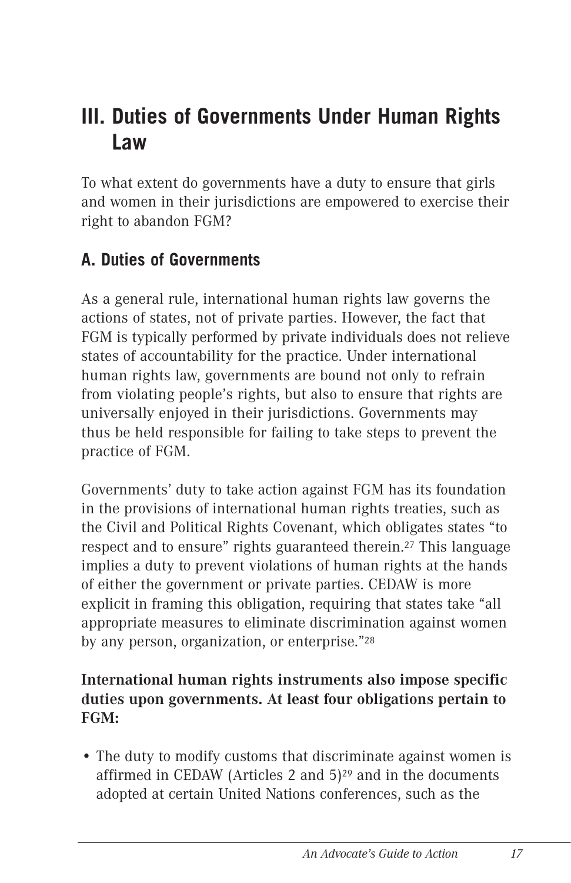## III. Duties of Governments Under Human Rights Law

To what extent do governments have a duty to ensure that girls and women in their jurisdictions are empowered to exercise their right to abandon FGM?

### A. Duties of Governments

As a general rule, international human rights law governs the actions of states, not of private parties. However, the fact that FGM is typically performed by private individuals does not relieve states of accountability for the practice. Under international human rights law, governments are bound not only to refrain from violating people's rights, but also to ensure that rights are universally enjoyed in their jurisdictions. Governments may thus be held responsible for failing to take steps to prevent the practice of FGM.

Governments' duty to take action against FGM has its foundation in the provisions of international human rights treaties, such as the Civil and Political Rights Covenant, which obligates states "to respect and to ensure" rights guaranteed therein.[27] This language implies a duty to prevent violations of human rights at the hands of either the government or private parties. CEDAW is more explicit in framing this obligation, requiring that states take "all appropriate measures to eliminate discrimination against women by any person, organization, or enterprise."[28]

**International human rights instruments also impose specific duties upon governments. At least four obligations pertain to FGM:**

- The duty to modify customs that discriminate against women is affirmed in CEDAW (Articles 2 and 5)[29] and in the documents adopted at certain United Nations conferences, such as the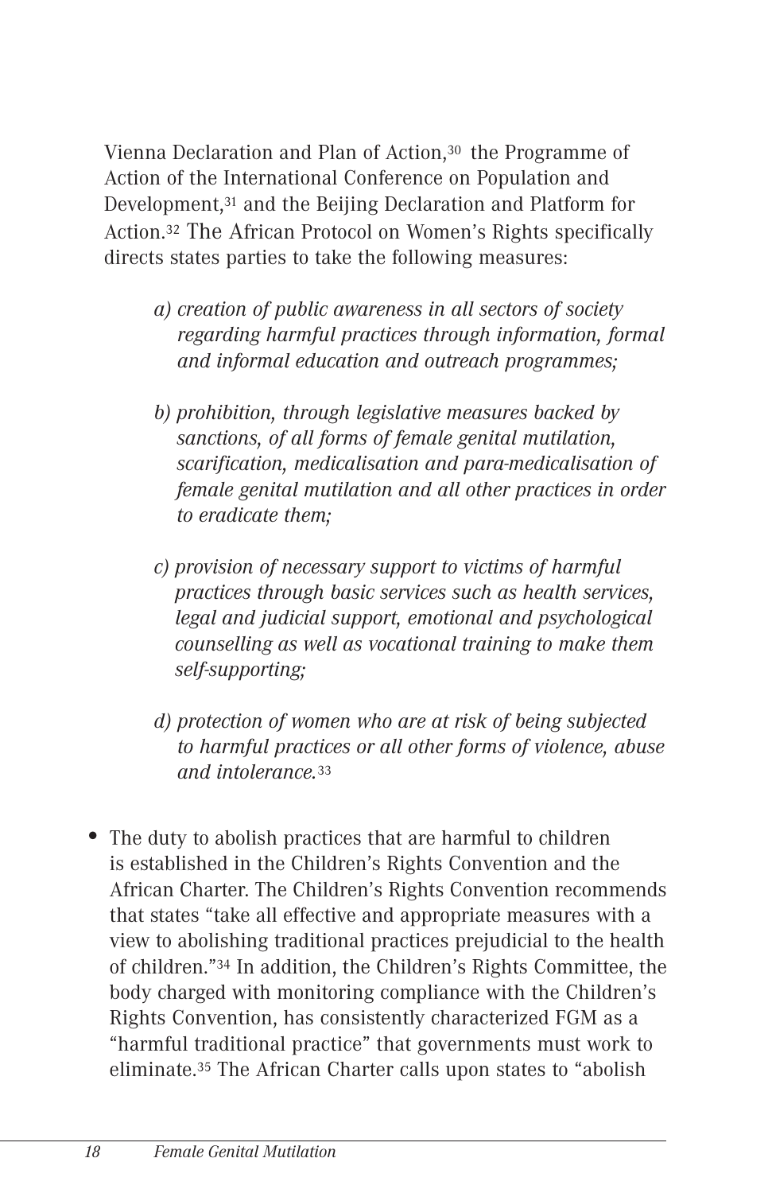Vienna Declaration and Plan of Action,[30] the Programme of Action of the International Conference on Population and Development,[31] and the Beijing Declaration and Platform for Action.[32] The African Protocol on Women's Rights specifically directs states parties to take the following measures:

> *a) creation of public awareness in all sectors of society regarding harmful practices through information, formal and informal education and outreach programmes;*
>
> *b) prohibition, through legislative measures backed by sanctions, of all forms of female genital mutilation, scarification, medicalisation and para-medicalisation of female genital mutilation and all other practices in order to eradicate them;*
>
> *c) provision of necessary support to victims of harmful practices through basic services such as health services, legal and judicial support, emotional and psychological counselling as well as vocational training to make them self-supporting;*
>
> *d) protection of women who are at risk of being subjected to harmful practices or all other forms of violence, abuse and intolerance.*[33]

- The duty to abolish practices that are harmful to children is established in the Children's Rights Convention and the African Charter. The Children's Rights Convention recommends that states "take all effective and appropriate measures with a view to abolishing traditional practices prejudicial to the health of children."[34] In addition, the Children's Rights Committee, the body charged with monitoring compliance with the Children's Rights Convention, has consistently characterized FGM as a "harmful traditional practice" that governments must work to eliminate.[35] The African Charter calls upon states to "abolish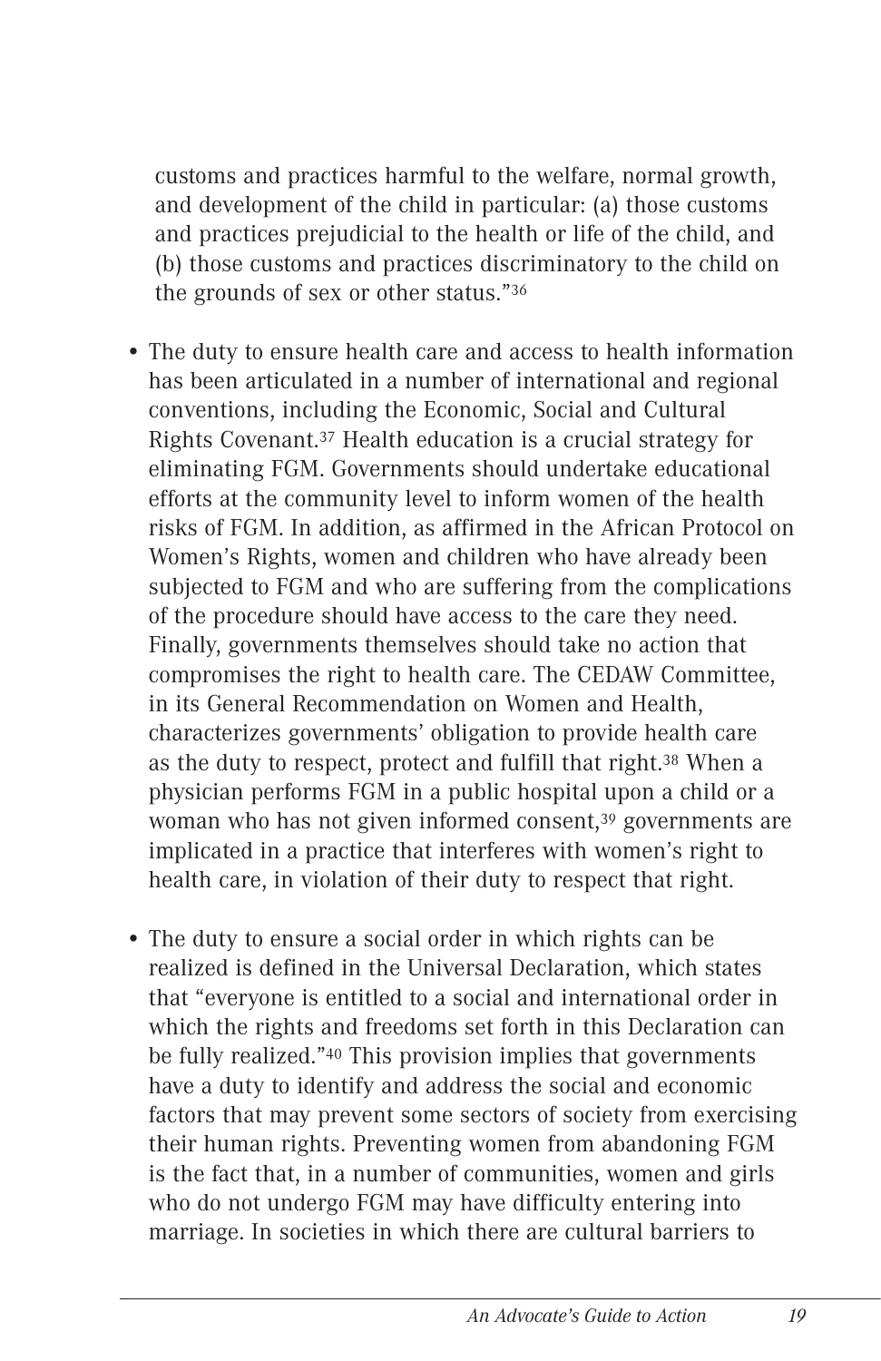customs and practices harmful to the welfare, normal growth, and development of the child in particular: (a) those customs and practices prejudicial to the health or life of the child, and (b) those customs and practices discriminatory to the child on the grounds of sex or other status."[36]

- The duty to ensure health care and access to health information has been articulated in a number of international and regional conventions, including the Economic, Social and Cultural Rights Covenant.[37] Health education is a crucial strategy for eliminating FGM. Governments should undertake educational efforts at the community level to inform women of the health risks of FGM. In addition, as affirmed in the African Protocol on Women's Rights, women and children who have already been subjected to FGM and who are suffering from the complications of the procedure should have access to the care they need. Finally, governments themselves should take no action that compromises the right to health care. The CEDAW Committee, in its General Recommendation on Women and Health, characterizes governments' obligation to provide health care as the duty to respect, protect and fulfill that right.[38] When a physician performs FGM in a public hospital upon a child or a woman who has not given informed consent,[39] governments are implicated in a practice that interferes with women's right to health care, in violation of their duty to respect that right.

- The duty to ensure a social order in which rights can be realized is defined in the Universal Declaration, which states that "everyone is entitled to a social and international order in which the rights and freedoms set forth in this Declaration can be fully realized."[40] This provision implies that governments have a duty to identify and address the social and economic factors that may prevent some sectors of society from exercising their human rights. Preventing women from abandoning FGM is the fact that, in a number of communities, women and girls who do not undergo FGM may have difficulty entering into marriage. In societies in which there are cultural barriers to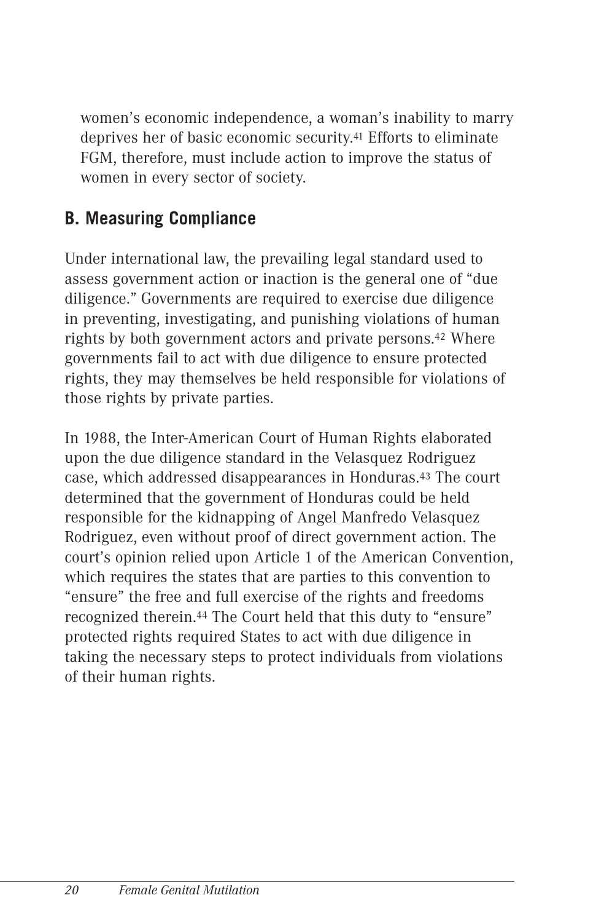women's economic independence, a woman's inability to marry deprives her of basic economic security.[41] Efforts to eliminate FGM, therefore, must include action to improve the status of women in every sector of society.

## B. Measuring Compliance

Under international law, the prevailing legal standard used to assess government action or inaction is the general one of "due diligence." Governments are required to exercise due diligence in preventing, investigating, and punishing violations of human rights by both government actors and private persons.[42] Where governments fail to act with due diligence to ensure protected rights, they may themselves be held responsible for violations of those rights by private parties.

In 1988, the Inter-American Court of Human Rights elaborated upon the due diligence standard in the Velasquez Rodriguez case, which addressed disappearances in Honduras.[43] The court determined that the government of Honduras could be held responsible for the kidnapping of Angel Manfredo Velasquez Rodriguez, even without proof of direct government action. The court's opinion relied upon Article 1 of the American Convention, which requires the states that are parties to this convention to "ensure" the free and full exercise of the rights and freedoms recognized therein.[44] The Court held that this duty to "ensure" protected rights required States to act with due diligence in taking the necessary steps to protect individuals from violations of their human rights.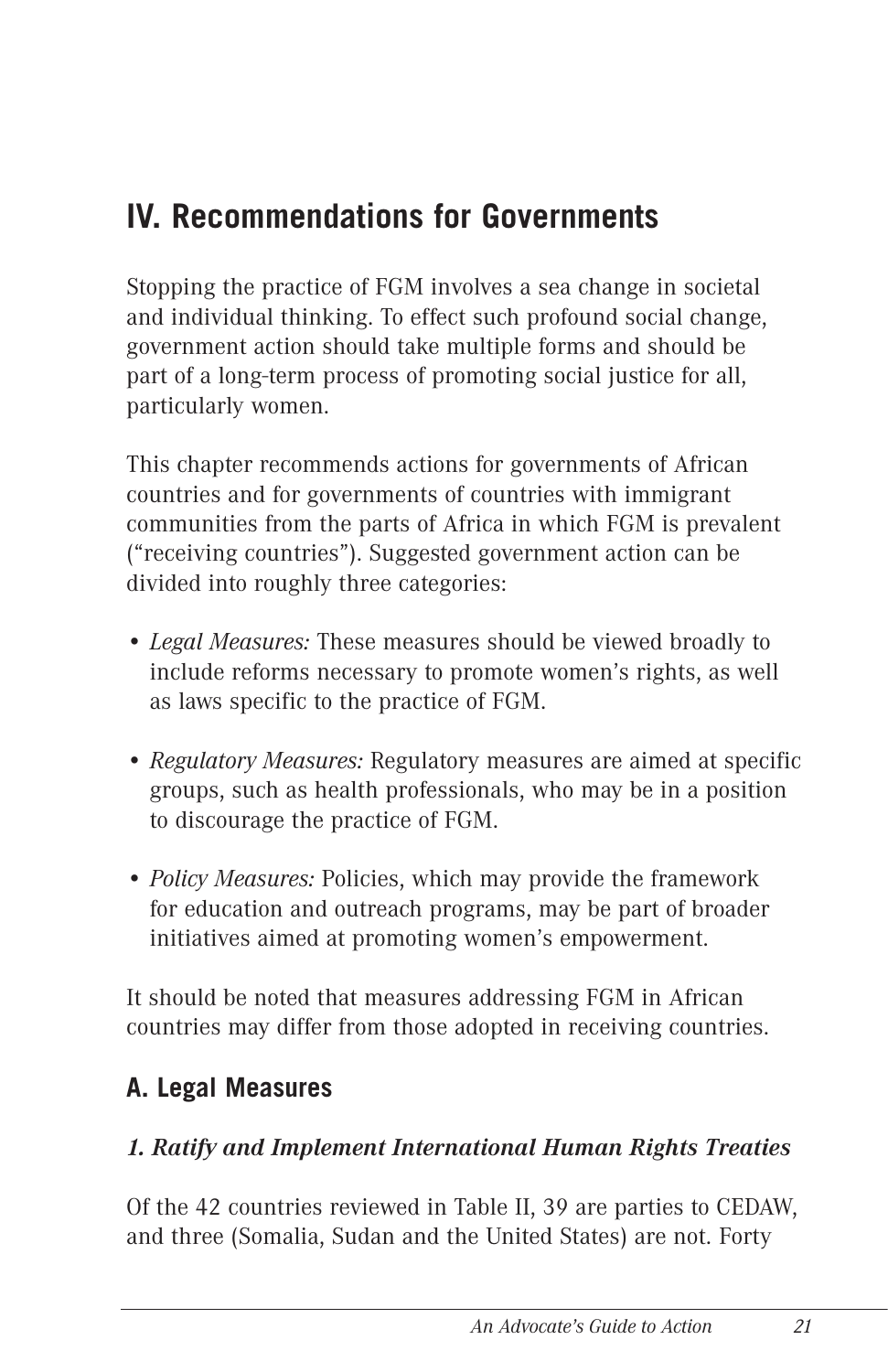## IV. Recommendations for Governments

Stopping the practice of FGM involves a sea change in societal and individual thinking. To effect such profound social change, government action should take multiple forms and should be part of a long-term process of promoting social justice for all, particularly women.

This chapter recommends actions for governments of African countries and for governments of countries with immigrant communities from the parts of Africa in which FGM is prevalent ("receiving countries"). Suggested government action can be divided into roughly three categories:

- *Legal Measures:* These measures should be viewed broadly to include reforms necessary to promote women's rights, as well as laws specific to the practice of FGM.
- *Regulatory Measures:* Regulatory measures are aimed at specific groups, such as health professionals, who may be in a position to discourage the practice of FGM.
- *Policy Measures:* Policies, which may provide the framework for education and outreach programs, may be part of broader initiatives aimed at promoting women's empowerment.

It should be noted that measures addressing FGM in African countries may differ from those adopted in receiving countries.

### A. Legal Measures

#### *1. Ratify and Implement International Human Rights Treaties*

Of the 42 countries reviewed in Table II, 39 are parties to CEDAW, and three (Somalia, Sudan and the United States) are not. Forty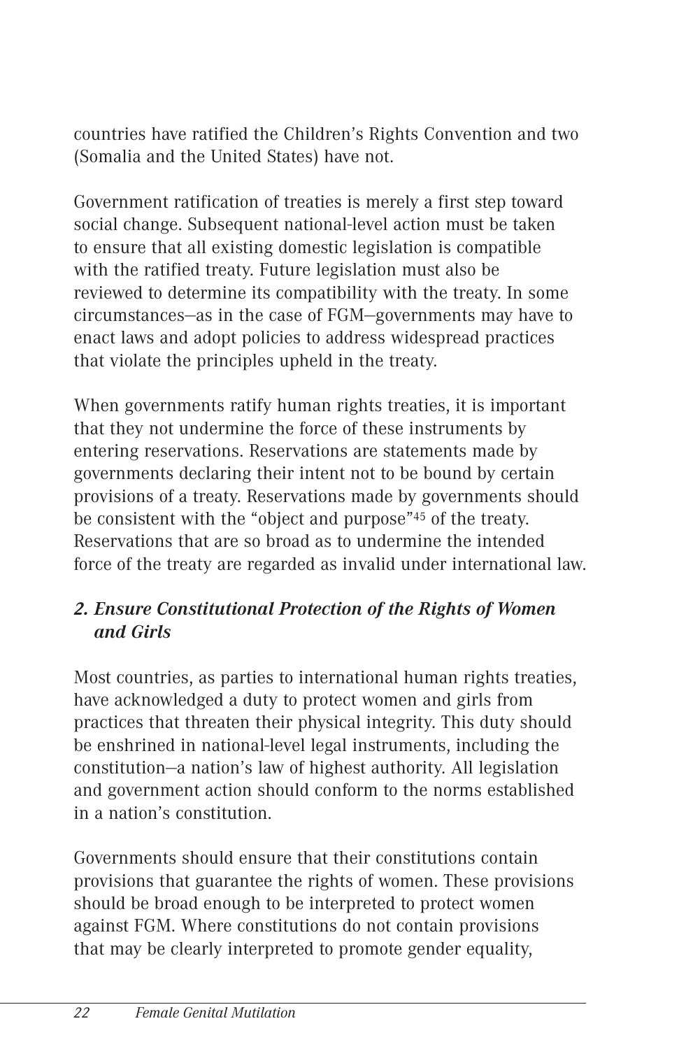countries have ratified the Children's Rights Convention and two (Somalia and the United States) have not.

Government ratification of treaties is merely a first step toward social change. Subsequent national-level action must be taken to ensure that all existing domestic legislation is compatible with the ratified treaty. Future legislation must also be reviewed to determine its compatibility with the treaty. In some circumstances—as in the case of FGM—governments may have to enact laws and adopt policies to address widespread practices that violate the principles upheld in the treaty.

When governments ratify human rights treaties, it is important that they not undermine the force of these instruments by entering reservations. Reservations are statements made by governments declaring their intent not to be bound by certain provisions of a treaty. Reservations made by governments should be consistent with the "object and purpose"[45] of the treaty. Reservations that are so broad as to undermine the intended force of the treaty are regarded as invalid under international law.

### *2. Ensure Constitutional Protection of the Rights of Women and Girls*

Most countries, as parties to international human rights treaties, have acknowledged a duty to protect women and girls from practices that threaten their physical integrity. This duty should be enshrined in national-level legal instruments, including the constitution—a nation's law of highest authority. All legislation and government action should conform to the norms established in a nation's constitution.

Governments should ensure that their constitutions contain provisions that guarantee the rights of women. These provisions should be broad enough to be interpreted to protect women against FGM. Where constitutions do not contain provisions that may be clearly interpreted to promote gender equality,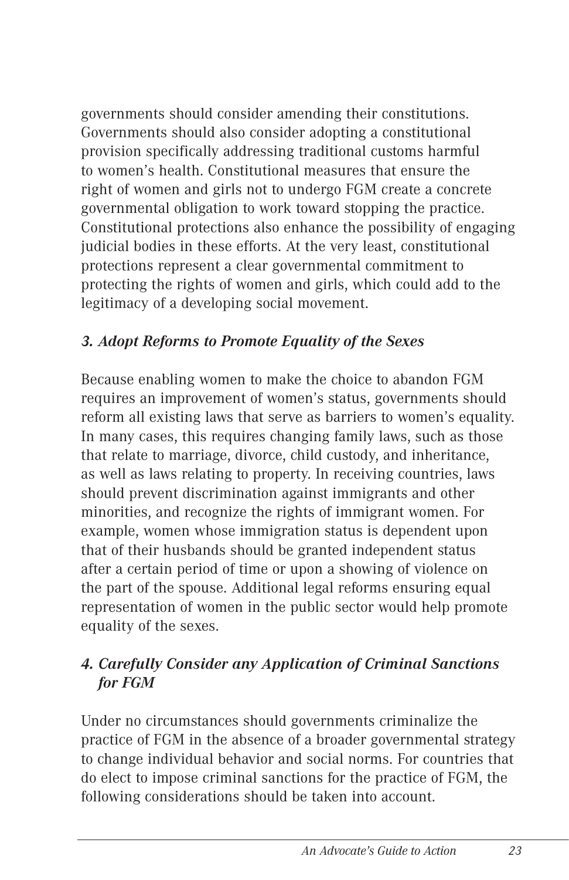governments should consider amending their constitutions. Governments should also consider adopting a constitutional provision specifically addressing traditional customs harmful to women's health. Constitutional measures that ensure the right of women and girls not to undergo FGM create a concrete governmental obligation to work toward stopping the practice. Constitutional protections also enhance the possibility of engaging judicial bodies in these efforts. At the very least, constitutional protections represent a clear governmental commitment to protecting the rights of women and girls, which could add to the legitimacy of a developing social movement.

### *3. Adopt Reforms to Promote Equality of the Sexes*

Because enabling women to make the choice to abandon FGM requires an improvement of women's status, governments should reform all existing laws that serve as barriers to women's equality. In many cases, this requires changing family laws, such as those that relate to marriage, divorce, child custody, and inheritance, as well as laws relating to property. In receiving countries, laws should prevent discrimination against immigrants and other minorities, and recognize the rights of immigrant women. For example, women whose immigration status is dependent upon that of their husbands should be granted independent status after a certain period of time or upon a showing of violence on the part of the spouse. Additional legal reforms ensuring equal representation of women in the public sector would help promote equality of the sexes.

### *4. Carefully Consider any Application of Criminal Sanctions for FGM*

Under no circumstances should governments criminalize the practice of FGM in the absence of a broader governmental strategy to change individual behavior and social norms. For countries that do elect to impose criminal sanctions for the practice of FGM, the following considerations should be taken into account.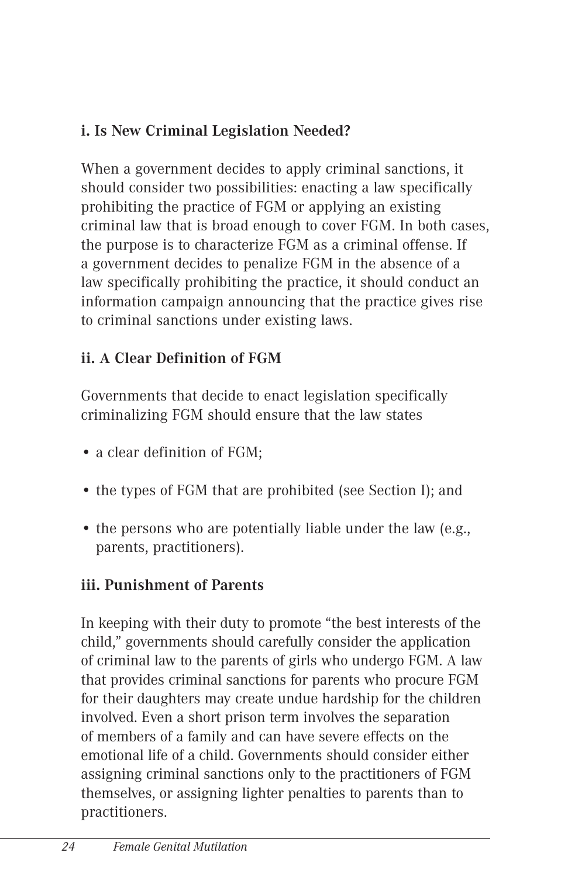### i. Is New Criminal Legislation Needed?

When a government decides to apply criminal sanctions, it should consider two possibilities: enacting a law specifically prohibiting the practice of FGM or applying an existing criminal law that is broad enough to cover FGM. In both cases, the purpose is to characterize FGM as a criminal offense. If a government decides to penalize FGM in the absence of a law specifically prohibiting the practice, it should conduct an information campaign announcing that the practice gives rise to criminal sanctions under existing laws.

### ii. A Clear Definition of FGM

Governments that decide to enact legislation specifically criminalizing FGM should ensure that the law states

- a clear definition of FGM;
- the types of FGM that are prohibited (see Section I); and
- the persons who are potentially liable under the law (e.g., parents, practitioners).

### iii. Punishment of Parents

In keeping with their duty to promote "the best interests of the child," governments should carefully consider the application of criminal law to the parents of girls who undergo FGM. A law that provides criminal sanctions for parents who procure FGM for their daughters may create undue hardship for the children involved. Even a short prison term involves the separation of members of a family and can have severe effects on the emotional life of a child. Governments should consider either assigning criminal sanctions only to the practitioners of FGM themselves, or assigning lighter penalties to parents than to practitioners.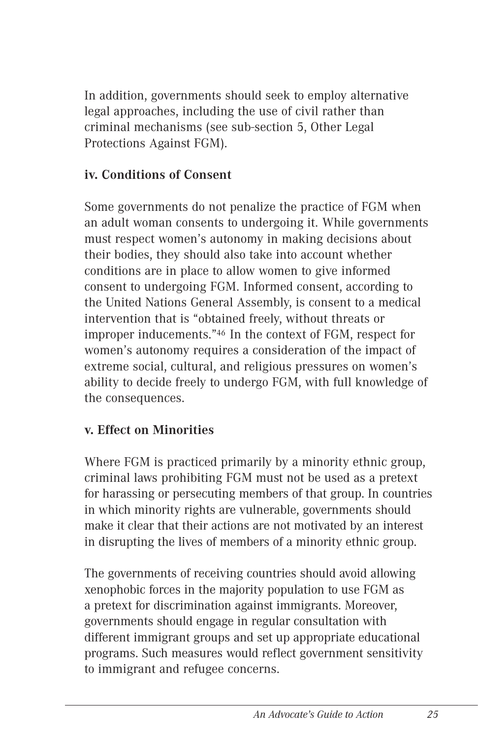In addition, governments should seek to employ alternative legal approaches, including the use of civil rather than criminal mechanisms (see sub-section 5, Other Legal Protections Against FGM).

**iv. Conditions of Consent**

Some governments do not penalize the practice of FGM when an adult woman consents to undergoing it. While governments must respect women's autonomy in making decisions about their bodies, they should also take into account whether conditions are in place to allow women to give informed consent to undergoing FGM. Informed consent, according to the United Nations General Assembly, is consent to a medical intervention that is "obtained freely, without threats or improper inducements."[46] In the context of FGM, respect for women's autonomy requires a consideration of the impact of extreme social, cultural, and religious pressures on women's ability to decide freely to undergo FGM, with full knowledge of the consequences.

**v. Effect on Minorities**

Where FGM is practiced primarily by a minority ethnic group, criminal laws prohibiting FGM must not be used as a pretext for harassing or persecuting members of that group. In countries in which minority rights are vulnerable, governments should make it clear that their actions are not motivated by an interest in disrupting the lives of members of a minority ethnic group.

The governments of receiving countries should avoid allowing xenophobic forces in the majority population to use FGM as a pretext for discrimination against immigrants. Moreover, governments should engage in regular consultation with different immigrant groups and set up appropriate educational programs. Such measures would reflect government sensitivity to immigrant and refugee concerns.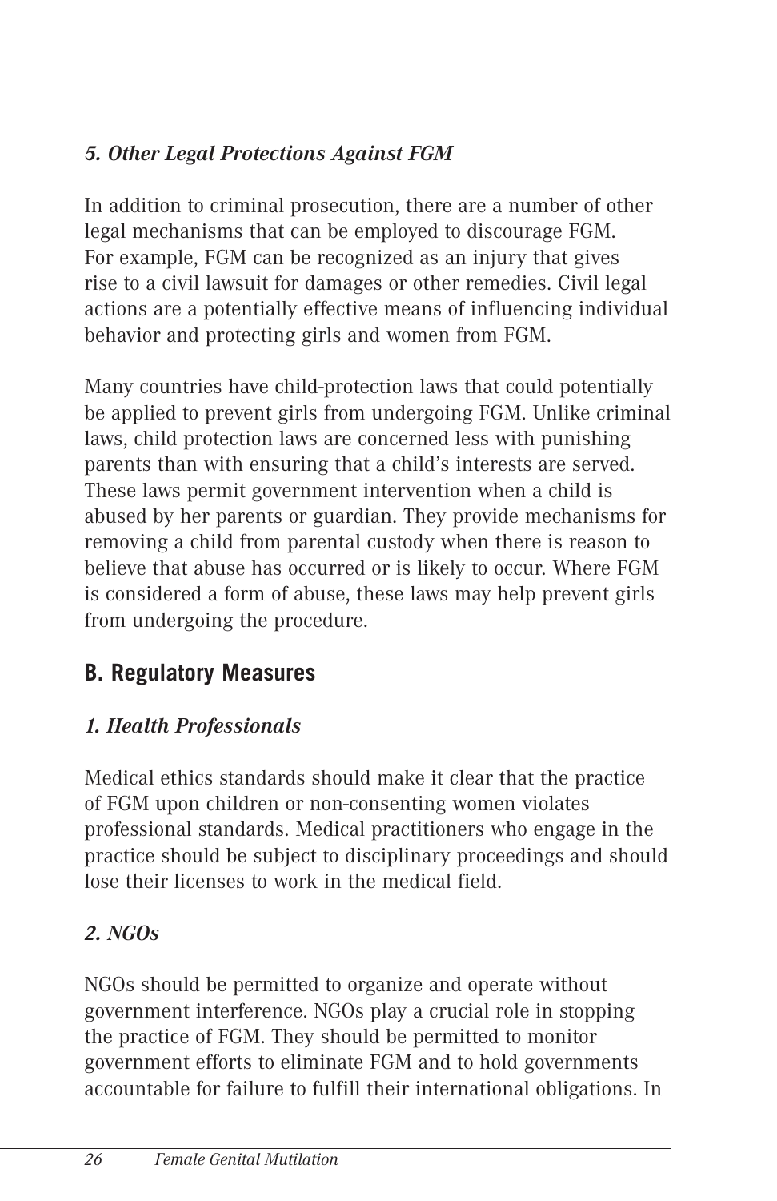### *5. Other Legal Protections Against FGM*

In addition to criminal prosecution, there are a number of other legal mechanisms that can be employed to discourage FGM. For example, FGM can be recognized as an injury that gives rise to a civil lawsuit for damages or other remedies. Civil legal actions are a potentially effective means of influencing individual behavior and protecting girls and women from FGM.

Many countries have child-protection laws that could potentially be applied to prevent girls from undergoing FGM. Unlike criminal laws, child protection laws are concerned less with punishing parents than with ensuring that a child's interests are served. These laws permit government intervention when a child is abused by her parents or guardian. They provide mechanisms for removing a child from parental custody when there is reason to believe that abuse has occurred or is likely to occur. Where FGM is considered a form of abuse, these laws may help prevent girls from undergoing the procedure.

## B. Regulatory Measures

### *1. Health Professionals*

Medical ethics standards should make it clear that the practice of FGM upon children or non-consenting women violates professional standards. Medical practitioners who engage in the practice should be subject to disciplinary proceedings and should lose their licenses to work in the medical field.

### *2. NGOs*

NGOs should be permitted to organize and operate without government interference. NGOs play a crucial role in stopping the practice of FGM. They should be permitted to monitor government efforts to eliminate FGM and to hold governments accountable for failure to fulfill their international obligations. In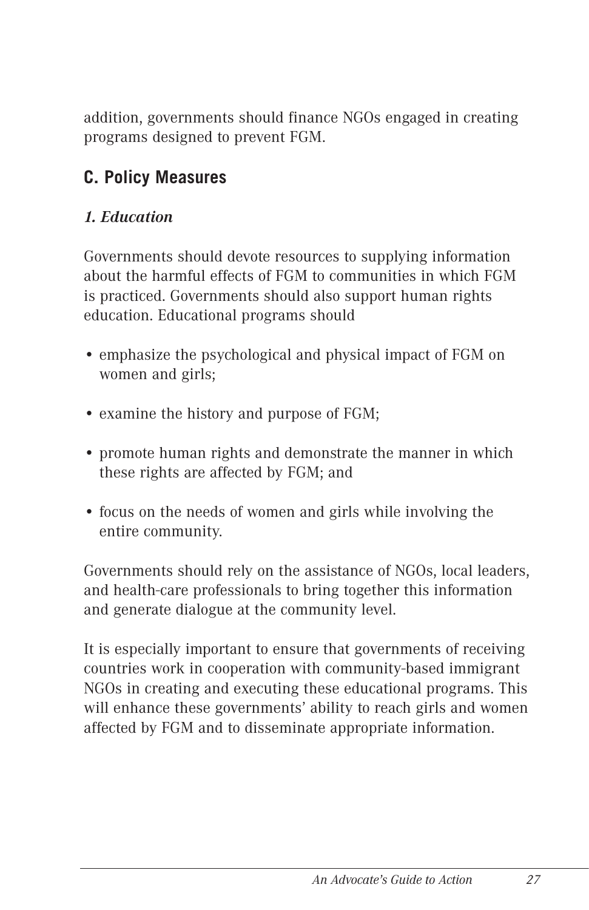addition, governments should finance NGOs engaged in creating programs designed to prevent FGM.

## C. Policy Measures

### *1. Education*

Governments should devote resources to supplying information about the harmful effects of FGM to communities in which FGM is practiced. Governments should also support human rights education. Educational programs should

- emphasize the psychological and physical impact of FGM on women and girls;
- examine the history and purpose of FGM;
- promote human rights and demonstrate the manner in which these rights are affected by FGM; and
- focus on the needs of women and girls while involving the entire community.

Governments should rely on the assistance of NGOs, local leaders, and health-care professionals to bring together this information and generate dialogue at the community level.

It is especially important to ensure that governments of receiving countries work in cooperation with community-based immigrant NGOs in creating and executing these educational programs. This will enhance these governments' ability to reach girls and women affected by FGM and to disseminate appropriate information.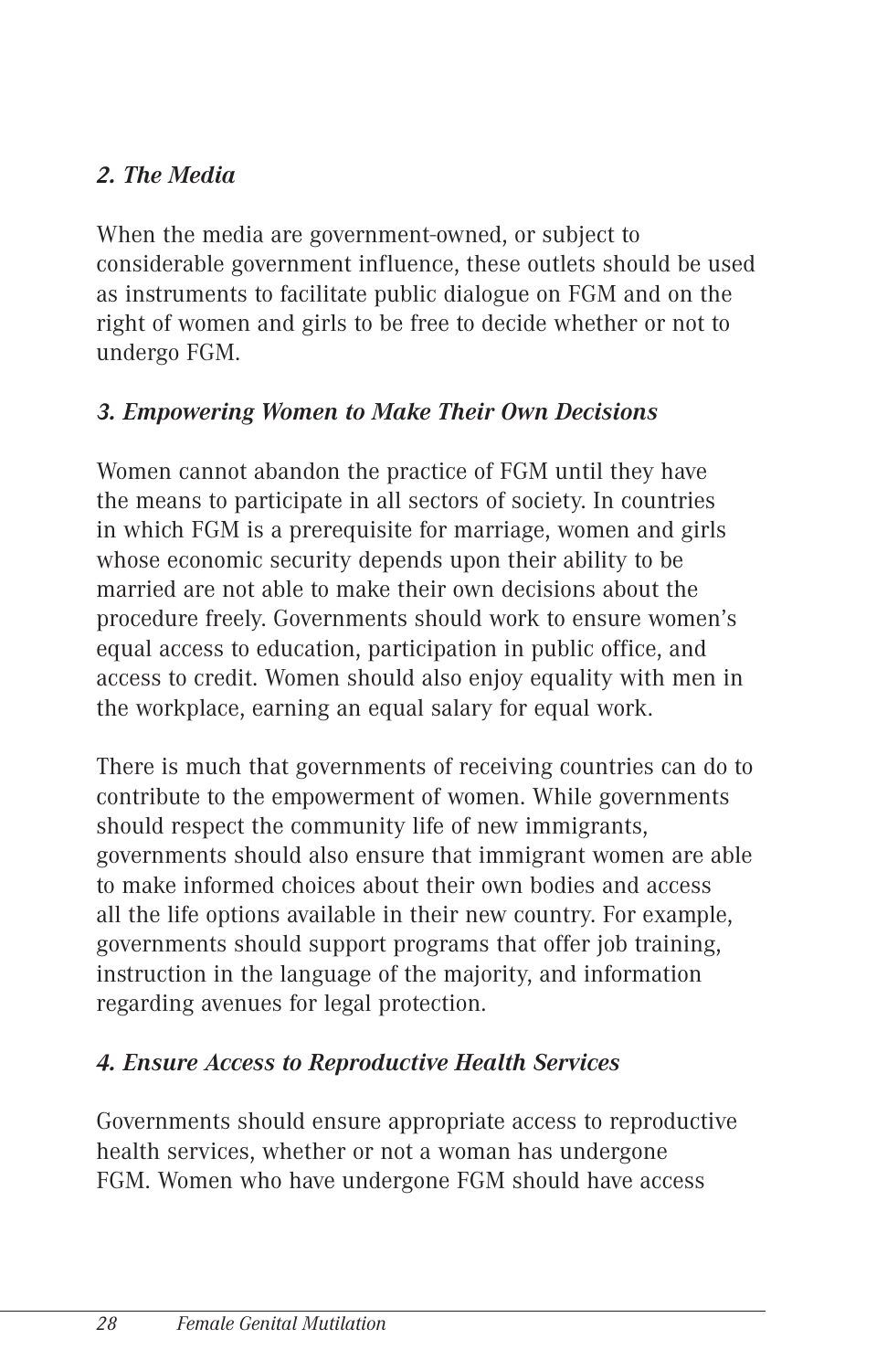### *2. The Media*

When the media are government-owned, or subject to considerable government influence, these outlets should be used as instruments to facilitate public dialogue on FGM and on the right of women and girls to be free to decide whether or not to undergo FGM.

### *3. Empowering Women to Make Their Own Decisions*

Women cannot abandon the practice of FGM until they have the means to participate in all sectors of society. In countries in which FGM is a prerequisite for marriage, women and girls whose economic security depends upon their ability to be married are not able to make their own decisions about the procedure freely. Governments should work to ensure women's equal access to education, participation in public office, and access to credit. Women should also enjoy equality with men in the workplace, earning an equal salary for equal work.

There is much that governments of receiving countries can do to contribute to the empowerment of women. While governments should respect the community life of new immigrants, governments should also ensure that immigrant women are able to make informed choices about their own bodies and access all the life options available in their new country. For example, governments should support programs that offer job training, instruction in the language of the majority, and information regarding avenues for legal protection.

### *4. Ensure Access to Reproductive Health Services*

Governments should ensure appropriate access to reproductive health services, whether or not a woman has undergone FGM. Women who have undergone FGM should have access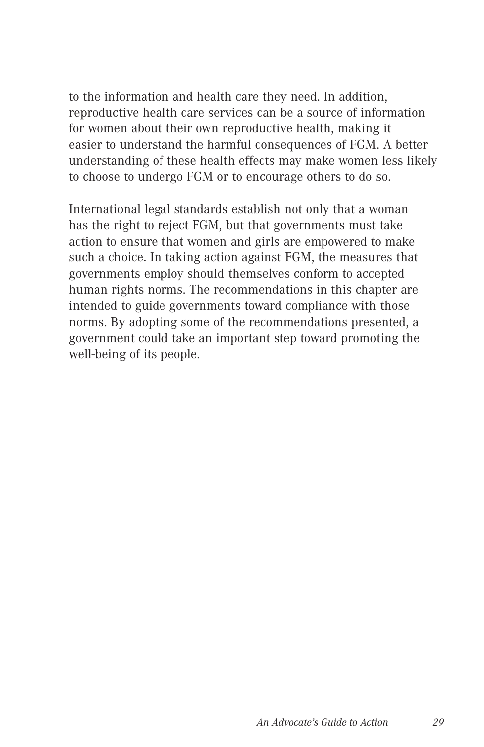to the information and health care they need. In addition, reproductive health care services can be a source of information for women about their own reproductive health, making it easier to understand the harmful consequences of FGM. A better understanding of these health effects may make women less likely to choose to undergo FGM or to encourage others to do so.

International legal standards establish not only that a woman has the right to reject FGM, but that governments must take action to ensure that women and girls are empowered to make such a choice. In taking action against FGM, the measures that governments employ should themselves conform to accepted human rights norms. The recommendations in this chapter are intended to guide governments toward compliance with those norms. By adopting some of the recommendations presented, a government could take an important step toward promoting the well-being of its people.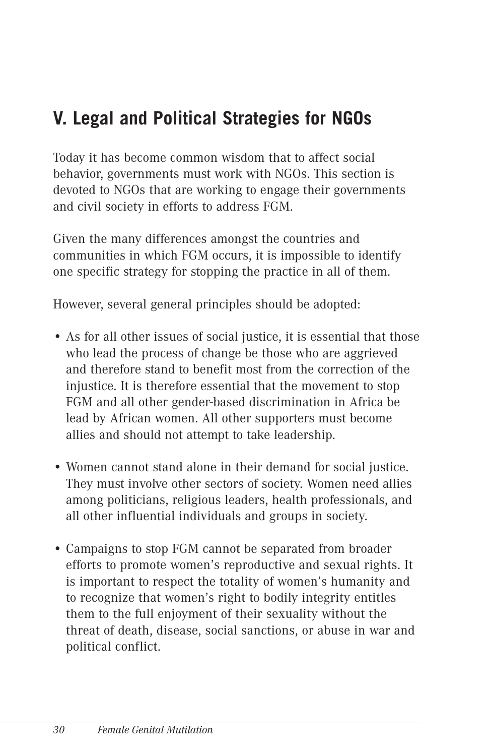## V. Legal and Political Strategies for NGOs

Today it has become common wisdom that to affect social behavior, governments must work with NGOs. This section is devoted to NGOs that are working to engage their governments and civil society in efforts to address FGM.

Given the many differences amongst the countries and communities in which FGM occurs, it is impossible to identify one specific strategy for stopping the practice in all of them.

However, several general principles should be adopted:

- As for all other issues of social justice, it is essential that those who lead the process of change be those who are aggrieved and therefore stand to benefit most from the correction of the injustice. It is therefore essential that the movement to stop FGM and all other gender-based discrimination in Africa be lead by African women. All other supporters must become allies and should not attempt to take leadership.

- Women cannot stand alone in their demand for social justice. They must involve other sectors of society. Women need allies among politicians, religious leaders, health professionals, and all other influential individuals and groups in society.

- Campaigns to stop FGM cannot be separated from broader efforts to promote women's reproductive and sexual rights. It is important to respect the totality of women's humanity and to recognize that women's right to bodily integrity entitles them to the full enjoyment of their sexuality without the threat of death, disease, social sanctions, or abuse in war and political conflict.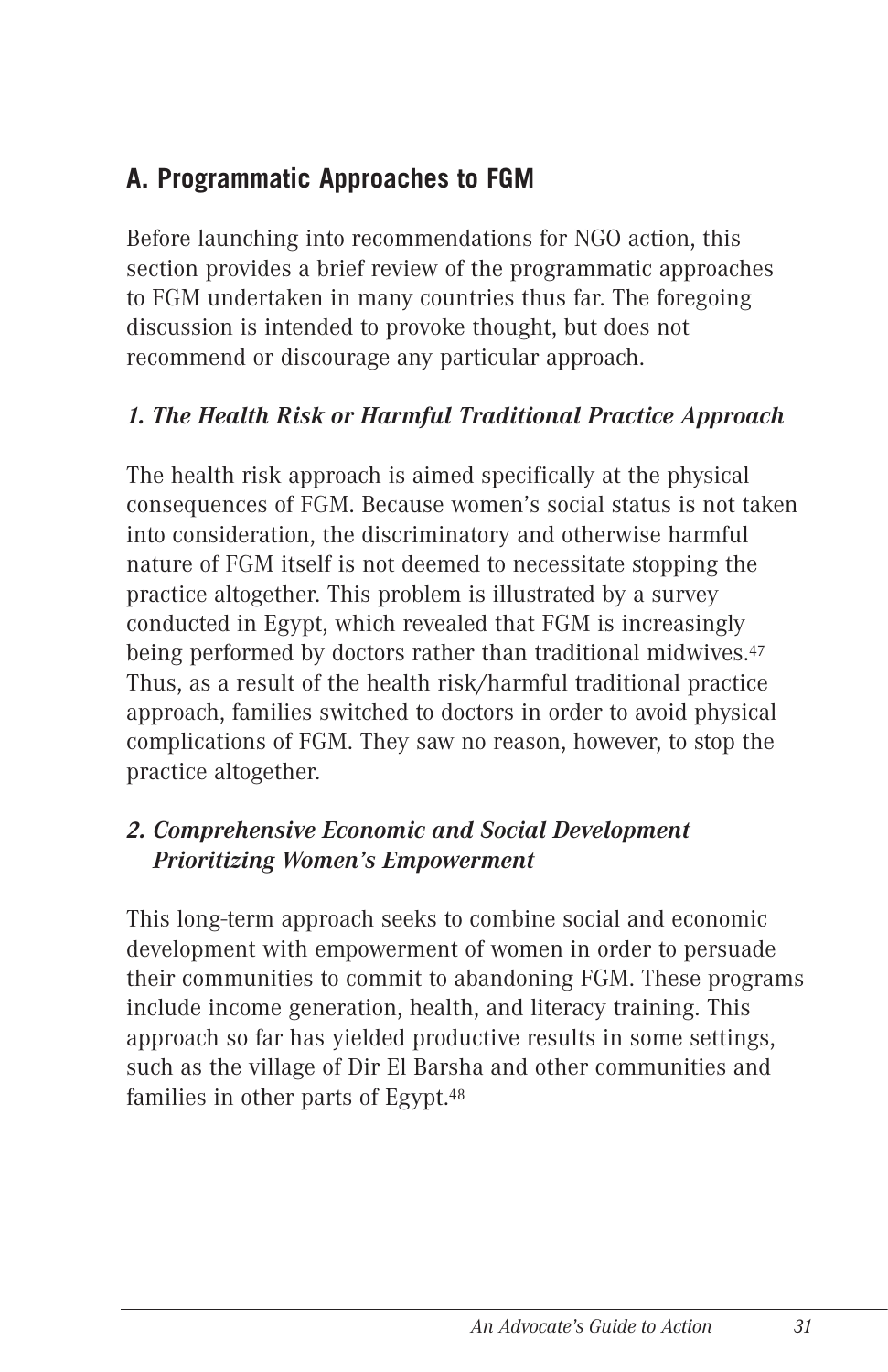## A. Programmatic Approaches to FGM

Before launching into recommendations for NGO action, this section provides a brief review of the programmatic approaches to FGM undertaken in many countries thus far. The foregoing discussion is intended to provoke thought, but does not recommend or discourage any particular approach.

### *1. The Health Risk or Harmful Traditional Practice Approach*

The health risk approach is aimed specifically at the physical consequences of FGM. Because women's social status is not taken into consideration, the discriminatory and otherwise harmful nature of FGM itself is not deemed to necessitate stopping the practice altogether. This problem is illustrated by a survey conducted in Egypt, which revealed that FGM is increasingly being performed by doctors rather than traditional midwives.[47] Thus, as a result of the health risk/harmful traditional practice approach, families switched to doctors in order to avoid physical complications of FGM. They saw no reason, however, to stop the practice altogether.

### *2. Comprehensive Economic and Social Development Prioritizing Women's Empowerment*

This long-term approach seeks to combine social and economic development with empowerment of women in order to persuade their communities to commit to abandoning FGM. These programs include income generation, health, and literacy training. This approach so far has yielded productive results in some settings, such as the village of Dir El Barsha and other communities and families in other parts of Egypt.[48]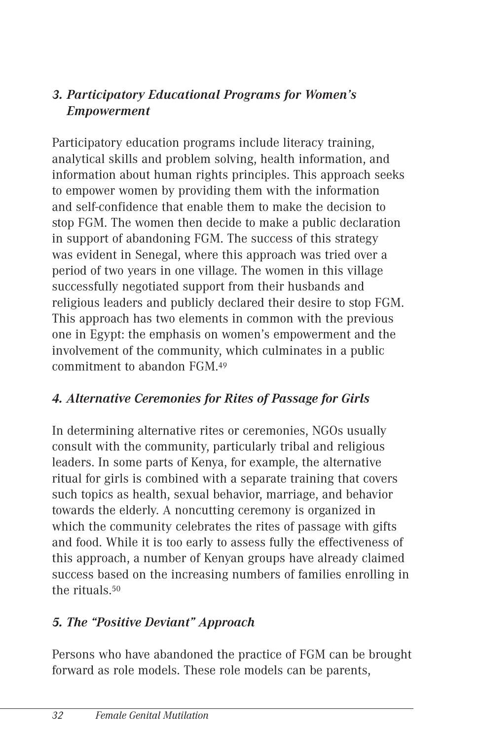### *3. Participatory Educational Programs for Women's Empowerment*

Participatory education programs include literacy training, analytical skills and problem solving, health information, and information about human rights principles. This approach seeks to empower women by providing them with the information and self-confidence that enable them to make the decision to stop FGM. The women then decide to make a public declaration in support of abandoning FGM. The success of this strategy was evident in Senegal, where this approach was tried over a period of two years in one village. The women in this village successfully negotiated support from their husbands and religious leaders and publicly declared their desire to stop FGM. This approach has two elements in common with the previous one in Egypt: the emphasis on women's empowerment and the involvement of the community, which culminates in a public commitment to abandon FGM.[49]

### *4. Alternative Ceremonies for Rites of Passage for Girls*

In determining alternative rites or ceremonies, NGOs usually consult with the community, particularly tribal and religious leaders. In some parts of Kenya, for example, the alternative ritual for girls is combined with a separate training that covers such topics as health, sexual behavior, marriage, and behavior towards the elderly. A noncutting ceremony is organized in which the community celebrates the rites of passage with gifts and food. While it is too early to assess fully the effectiveness of this approach, a number of Kenyan groups have already claimed success based on the increasing numbers of families enrolling in the rituals.[50]

### *5. The "Positive Deviant" Approach*

Persons who have abandoned the practice of FGM can be brought forward as role models. These role models can be parents,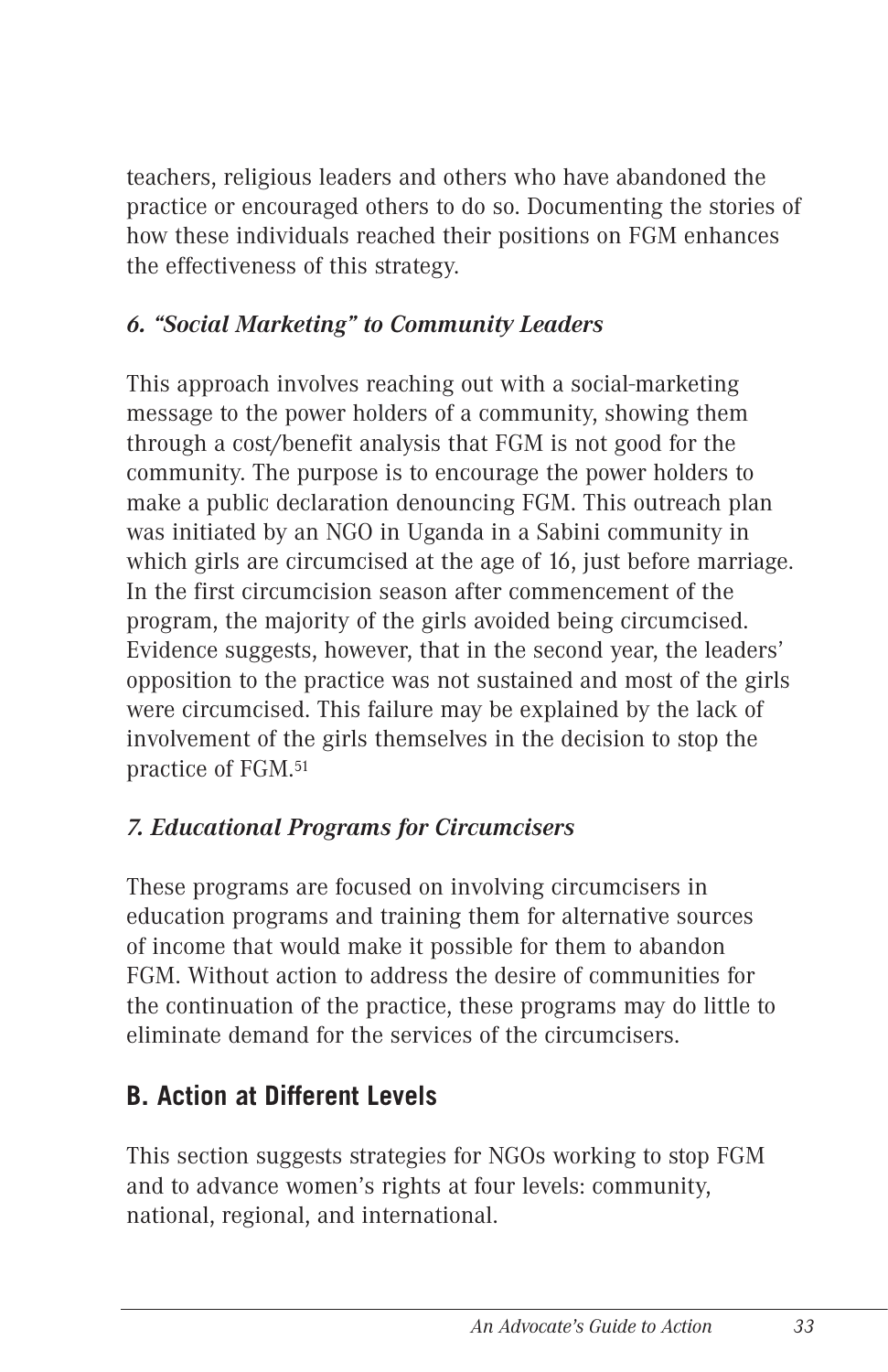teachers, religious leaders and others who have abandoned the practice or encouraged others to do so. Documenting the stories of how these individuals reached their positions on FGM enhances the effectiveness of this strategy.

### *6. "Social Marketing" to Community Leaders*

This approach involves reaching out with a social-marketing message to the power holders of a community, showing them through a cost/benefit analysis that FGM is not good for the community. The purpose is to encourage the power holders to make a public declaration denouncing FGM. This outreach plan was initiated by an NGO in Uganda in a Sabini community in which girls are circumcised at the age of 16, just before marriage. In the first circumcision season after commencement of the program, the majority of the girls avoided being circumcised. Evidence suggests, however, that in the second year, the leaders' opposition to the practice was not sustained and most of the girls were circumcised. This failure may be explained by the lack of involvement of the girls themselves in the decision to stop the practice of FGM.[51]

### *7. Educational Programs for Circumcisers*

These programs are focused on involving circumcisers in education programs and training them for alternative sources of income that would make it possible for them to abandon FGM. Without action to address the desire of communities for the continuation of the practice, these programs may do little to eliminate demand for the services of the circumcisers.

## B. Action at Different Levels

This section suggests strategies for NGOs working to stop FGM and to advance women's rights at four levels: community, national, regional, and international.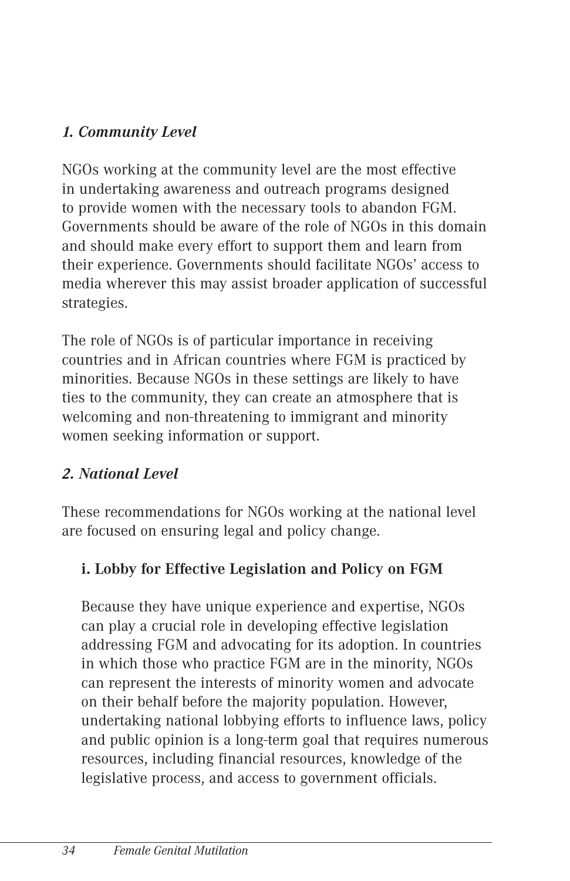### *1. Community Level*

NGOs working at the community level are the most effective in undertaking awareness and outreach programs designed to provide women with the necessary tools to abandon FGM. Governments should be aware of the role of NGOs in this domain and should make every effort to support them and learn from their experience. Governments should facilitate NGOs' access to media wherever this may assist broader application of successful strategies.

The role of NGOs is of particular importance in receiving countries and in African countries where FGM is practiced by minorities. Because NGOs in these settings are likely to have ties to the community, they can create an atmosphere that is welcoming and non-threatening to immigrant and minority women seeking information or support.

### *2. National Level*

These recommendations for NGOs working at the national level are focused on ensuring legal and policy change.

#### i. Lobby for Effective Legislation and Policy on FGM

Because they have unique experience and expertise, NGOs can play a crucial role in developing effective legislation addressing FGM and advocating for its adoption. In countries in which those who practice FGM are in the minority, NGOs can represent the interests of minority women and advocate on their behalf before the majority population. However, undertaking national lobbying efforts to influence laws, policy and public opinion is a long-term goal that requires numerous resources, including financial resources, knowledge of the legislative process, and access to government officials.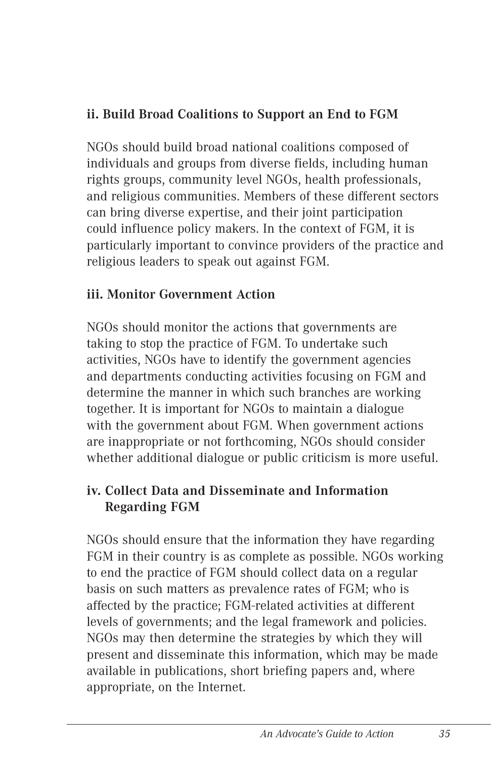### ii. Build Broad Coalitions to Support an End to FGM

NGOs should build broad national coalitions composed of individuals and groups from diverse fields, including human rights groups, community level NGOs, health professionals, and religious communities. Members of these different sectors can bring diverse expertise, and their joint participation could influence policy makers. In the context of FGM, it is particularly important to convince providers of the practice and religious leaders to speak out against FGM.

### iii. Monitor Government Action

NGOs should monitor the actions that governments are taking to stop the practice of FGM. To undertake such activities, NGOs have to identify the government agencies and departments conducting activities focusing on FGM and determine the manner in which such branches are working together. It is important for NGOs to maintain a dialogue with the government about FGM. When government actions are inappropriate or not forthcoming, NGOs should consider whether additional dialogue or public criticism is more useful.

### iv. Collect Data and Disseminate and Information Regarding FGM

NGOs should ensure that the information they have regarding FGM in their country is as complete as possible. NGOs working to end the practice of FGM should collect data on a regular basis on such matters as prevalence rates of FGM; who is affected by the practice; FGM-related activities at different levels of governments; and the legal framework and policies. NGOs may then determine the strategies by which they will present and disseminate this information, which may be made available in publications, short briefing papers and, where appropriate, on the Internet.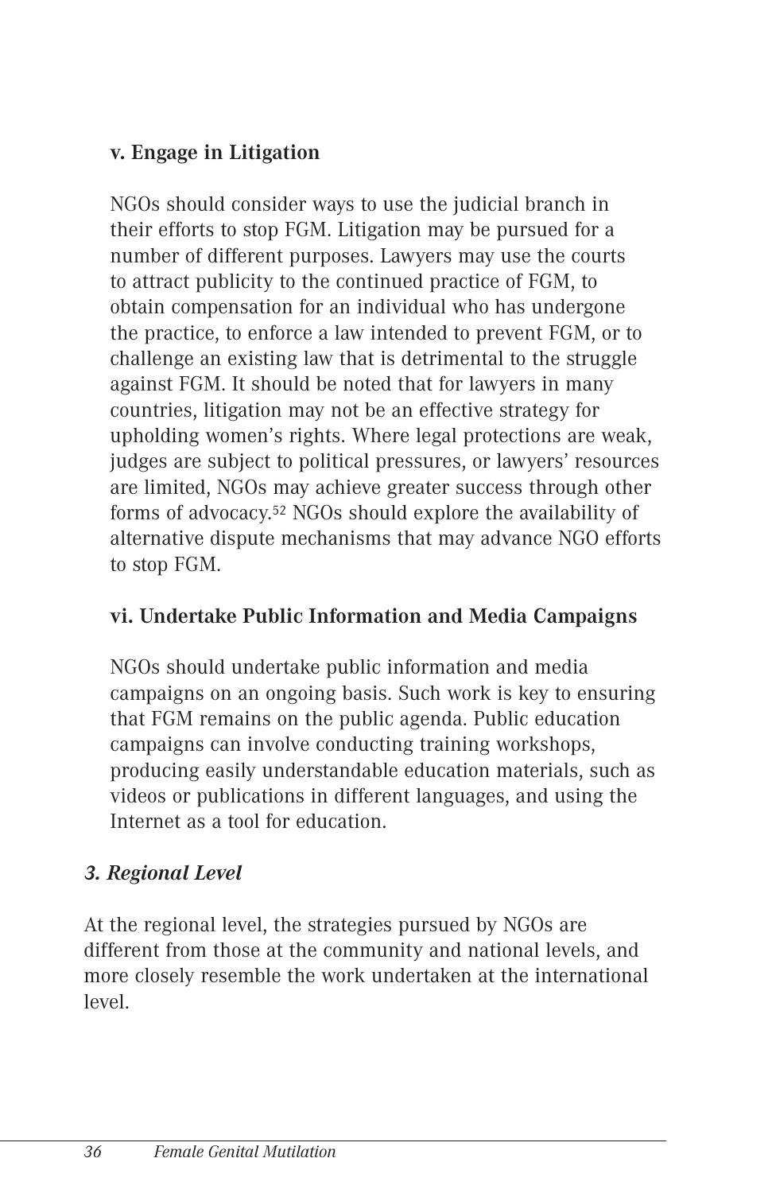#### v. Engage in Litigation

NGOs should consider ways to use the judicial branch in their efforts to stop FGM. Litigation may be pursued for a number of different purposes. Lawyers may use the courts to attract publicity to the continued practice of FGM, to obtain compensation for an individual who has undergone the practice, to enforce a law intended to prevent FGM, or to challenge an existing law that is detrimental to the struggle against FGM. It should be noted that for lawyers in many countries, litigation may not be an effective strategy for upholding women's rights. Where legal protections are weak, judges are subject to political pressures, or lawyers' resources are limited, NGOs may achieve greater success through other forms of advocacy.[52] NGOs should explore the availability of alternative dispute mechanisms that may advance NGO efforts to stop FGM.

#### vi. Undertake Public Information and Media Campaigns

NGOs should undertake public information and media campaigns on an ongoing basis. Such work is key to ensuring that FGM remains on the public agenda. Public education campaigns can involve conducting training workshops, producing easily understandable education materials, such as videos or publications in different languages, and using the Internet as a tool for education.

### *3. Regional Level*

At the regional level, the strategies pursued by NGOs are different from those at the community and national levels, and more closely resemble the work undertaken at the international level.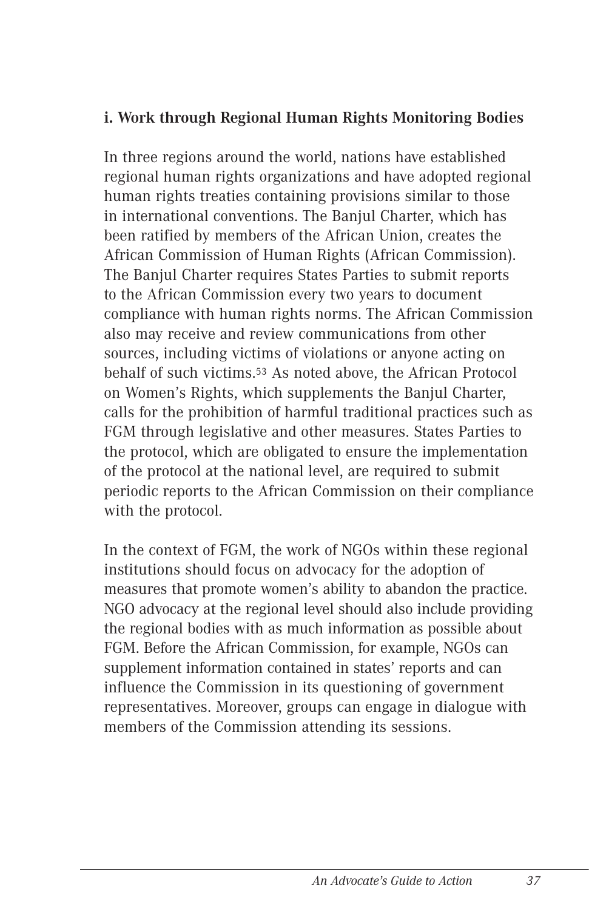### i. Work through Regional Human Rights Monitoring Bodies

In three regions around the world, nations have established regional human rights organizations and have adopted regional human rights treaties containing provisions similar to those in international conventions. The Banjul Charter, which has been ratified by members of the African Union, creates the African Commission of Human Rights (African Commission). The Banjul Charter requires States Parties to submit reports to the African Commission every two years to document compliance with human rights norms. The African Commission also may receive and review communications from other sources, including victims of violations or anyone acting on behalf of such victims.[53] As noted above, the African Protocol on Women's Rights, which supplements the Banjul Charter, calls for the prohibition of harmful traditional practices such as FGM through legislative and other measures. States Parties to the protocol, which are obligated to ensure the implementation of the protocol at the national level, are required to submit periodic reports to the African Commission on their compliance with the protocol.

In the context of FGM, the work of NGOs within these regional institutions should focus on advocacy for the adoption of measures that promote women's ability to abandon the practice. NGO advocacy at the regional level should also include providing the regional bodies with as much information as possible about FGM. Before the African Commission, for example, NGOs can supplement information contained in states' reports and can influence the Commission in its questioning of government representatives. Moreover, groups can engage in dialogue with members of the Commission attending its sessions.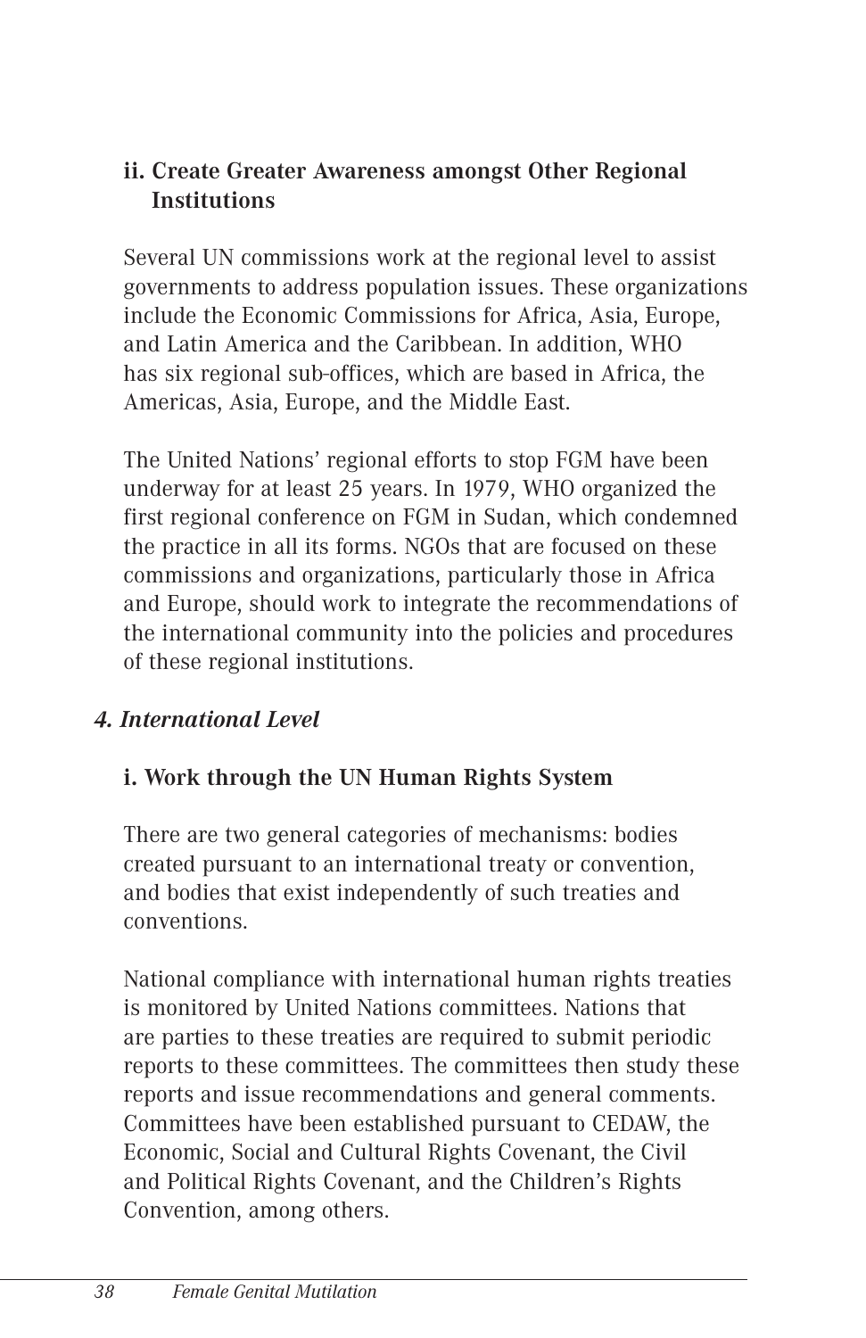### ii. Create Greater Awareness amongst Other Regional Institutions

Several UN commissions work at the regional level to assist governments to address population issues. These organizations include the Economic Commissions for Africa, Asia, Europe, and Latin America and the Caribbean. In addition, WHO has six regional sub-offices, which are based in Africa, the Americas, Asia, Europe, and the Middle East.

The United Nations' regional efforts to stop FGM have been underway for at least 25 years. In 1979, WHO organized the first regional conference on FGM in Sudan, which condemned the practice in all its forms. NGOs that are focused on these commissions and organizations, particularly those in Africa and Europe, should work to integrate the recommendations of the international community into the policies and procedures of these regional institutions.

## *4. International Level*

### i. Work through the UN Human Rights System

There are two general categories of mechanisms: bodies created pursuant to an international treaty or convention, and bodies that exist independently of such treaties and conventions.

National compliance with international human rights treaties is monitored by United Nations committees. Nations that are parties to these treaties are required to submit periodic reports to these committees. The committees then study these reports and issue recommendations and general comments. Committees have been established pursuant to CEDAW, the Economic, Social and Cultural Rights Covenant, the Civil and Political Rights Covenant, and the Children's Rights Convention, among others.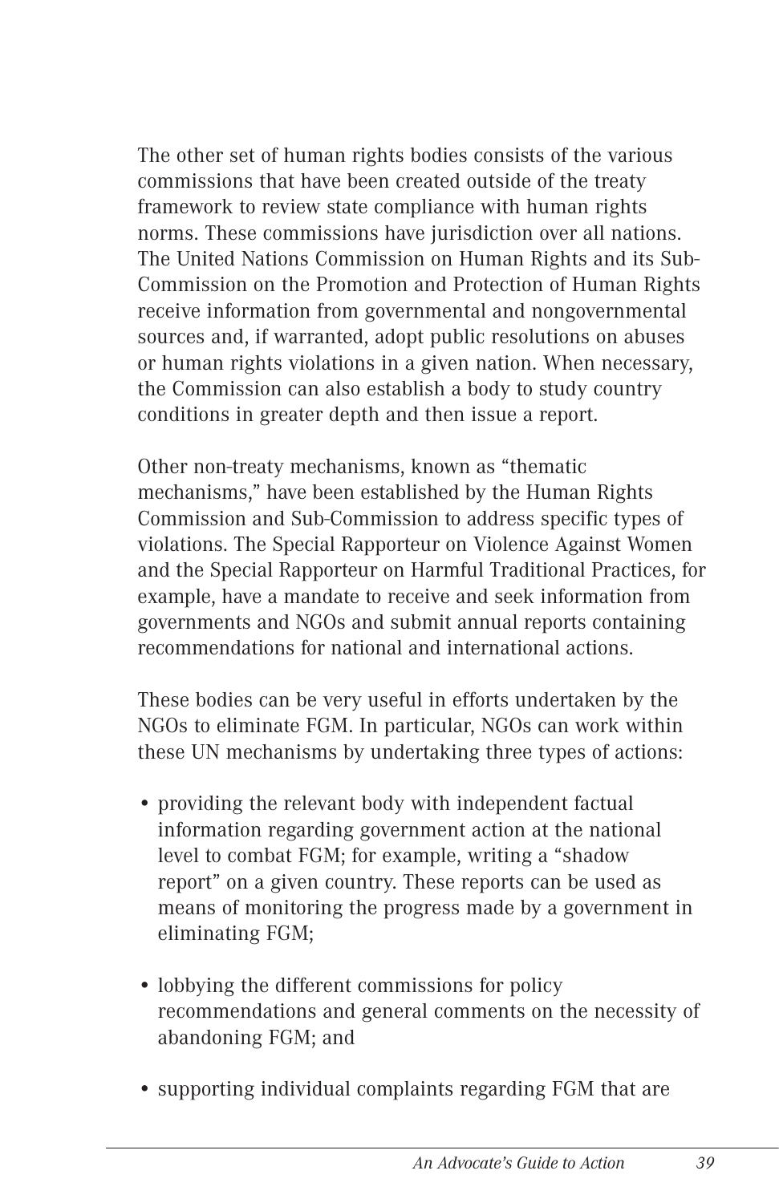The other set of human rights bodies consists of the various commissions that have been created outside of the treaty framework to review state compliance with human rights norms. These commissions have jurisdiction over all nations. The United Nations Commission on Human Rights and its Sub-Commission on the Promotion and Protection of Human Rights receive information from governmental and nongovernmental sources and, if warranted, adopt public resolutions on abuses or human rights violations in a given nation. When necessary, the Commission can also establish a body to study country conditions in greater depth and then issue a report.

Other non-treaty mechanisms, known as "thematic mechanisms," have been established by the Human Rights Commission and Sub-Commission to address specific types of violations. The Special Rapporteur on Violence Against Women and the Special Rapporteur on Harmful Traditional Practices, for example, have a mandate to receive and seek information from governments and NGOs and submit annual reports containing recommendations for national and international actions.

These bodies can be very useful in efforts undertaken by the NGOs to eliminate FGM. In particular, NGOs can work within these UN mechanisms by undertaking three types of actions:

- providing the relevant body with independent factual information regarding government action at the national level to combat FGM; for example, writing a "shadow report" on a given country. These reports can be used as means of monitoring the progress made by a government in eliminating FGM;

- lobbying the different commissions for policy recommendations and general comments on the necessity of abandoning FGM; and

- supporting individual complaints regarding FGM that are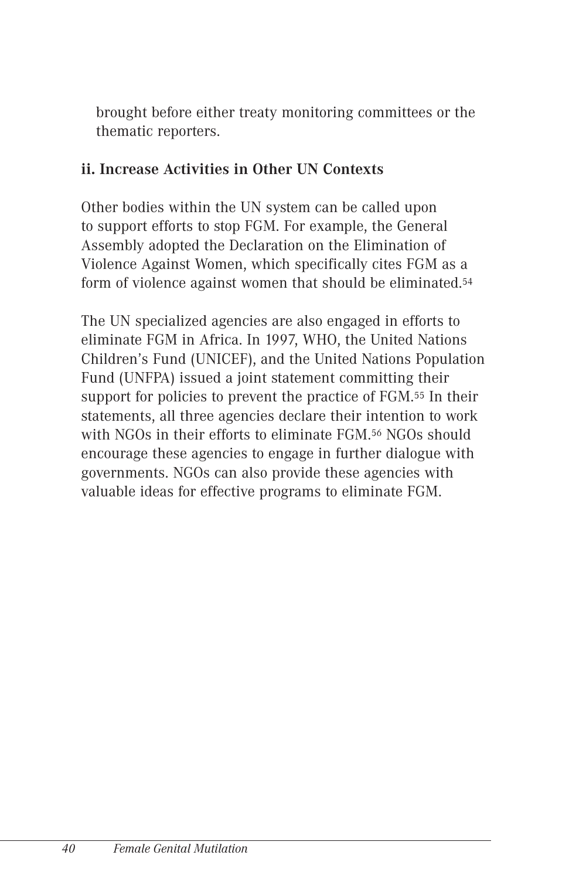brought before either treaty monitoring committees or the thematic reporters.

### ii. Increase Activities in Other UN Contexts

Other bodies within the UN system can be called upon to support efforts to stop FGM. For example, the General Assembly adopted the Declaration on the Elimination of Violence Against Women, which specifically cites FGM as a form of violence against women that should be eliminated.[54]

The UN specialized agencies are also engaged in efforts to eliminate FGM in Africa. In 1997, WHO, the United Nations Children's Fund (UNICEF), and the United Nations Population Fund (UNFPA) issued a joint statement committing their support for policies to prevent the practice of FGM.[55] In their statements, all three agencies declare their intention to work with NGOs in their efforts to eliminate FGM.[56] NGOs should encourage these agencies to engage in further dialogue with governments. NGOs can also provide these agencies with valuable ideas for effective programs to eliminate FGM.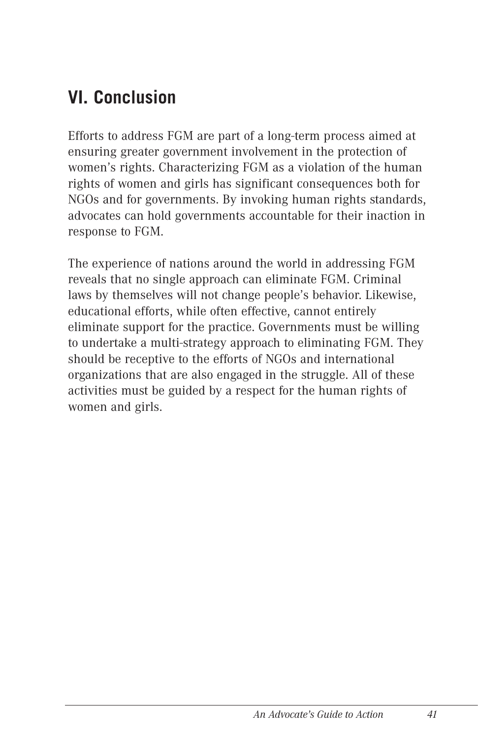## VI. Conclusion

Efforts to address FGM are part of a long-term process aimed at ensuring greater government involvement in the protection of women's rights. Characterizing FGM as a violation of the human rights of women and girls has significant consequences both for NGOs and for governments. By invoking human rights standards, advocates can hold governments accountable for their inaction in response to FGM.

The experience of nations around the world in addressing FGM reveals that no single approach can eliminate FGM. Criminal laws by themselves will not change people's behavior. Likewise, educational efforts, while often effective, cannot entirely eliminate support for the practice. Governments must be willing to undertake a multi-strategy approach to eliminating FGM. They should be receptive to the efforts of NGOs and international organizations that are also engaged in the struggle. All of these activities must be guided by a respect for the human rights of women and girls.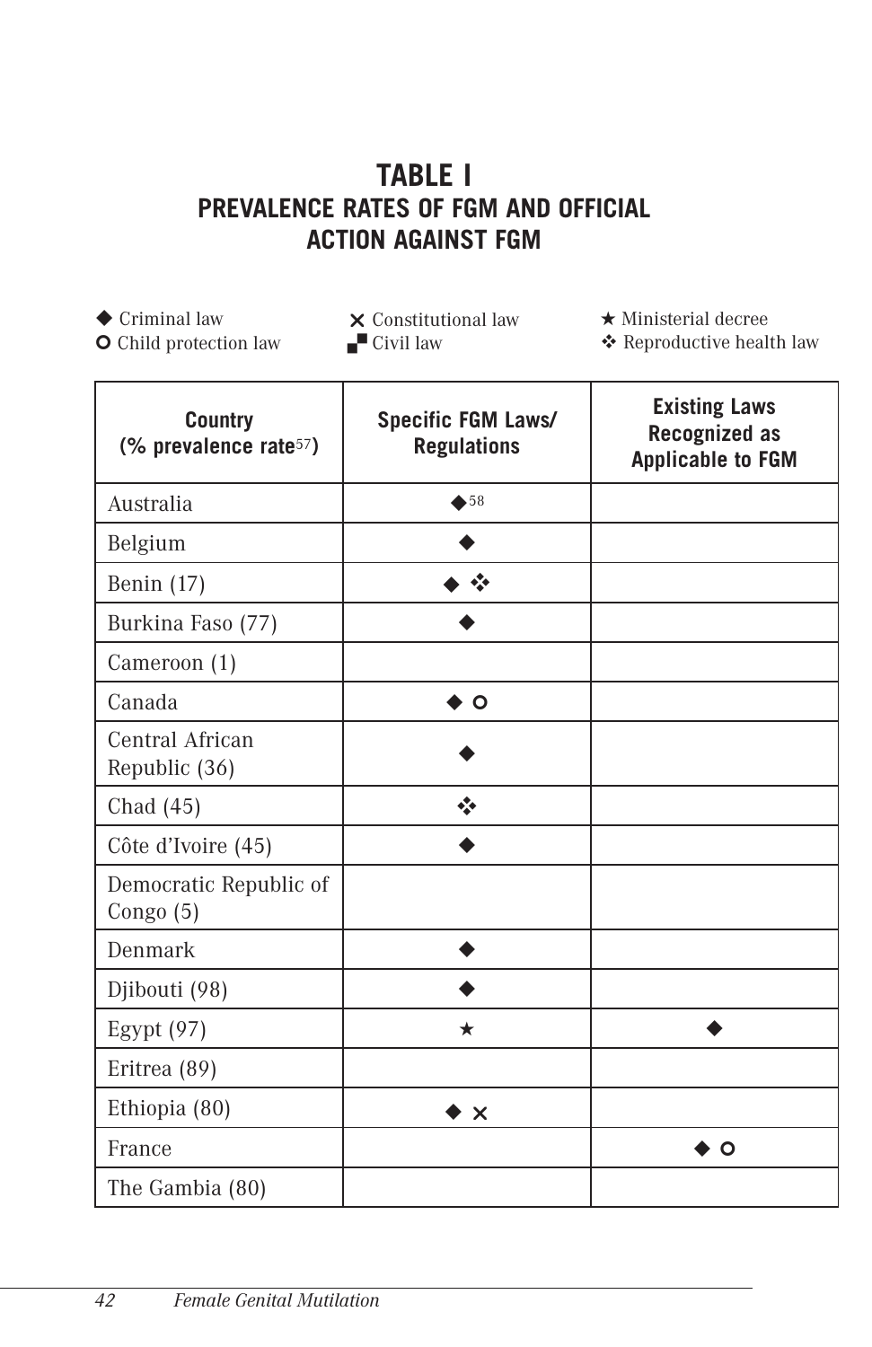## TABLE I
## PREVALENCE RATES OF FGM AND OFFICIAL ACTION AGAINST FGM

◆ Criminal law
**O** Child protection law
✕ Constitutional law
▞ Civil law
★ Ministerial decree
❖ Reproductive health law

| Country (% prevalence rate[57]) | Specific FGM Laws/ Regulations | Existing Laws Recognized as Applicable to FGM |
|---|---|---|
| Australia | ◆[58] | |
| Belgium | ◆ | |
| Benin (17) | ◆ ❖ | |
| Burkina Faso (77) | ◆ | |
| Cameroon (1) | | |
| Canada | ◆ O | |
| Central African Republic (36) | ◆ | |
| Chad (45) | ❖ | |
| Côte d'Ivoire (45) | ◆ | |
| Democratic Republic of Congo (5) | | |
| Denmark | ◆ | |
| Djibouti (98) | ◆ | |
| Egypt (97) | ★ | ◆ |
| Eritrea (89) | | |
| Ethiopia (80) | ◆ ✕ | |
| France | | ◆ O |
| The Gambia (80) | | |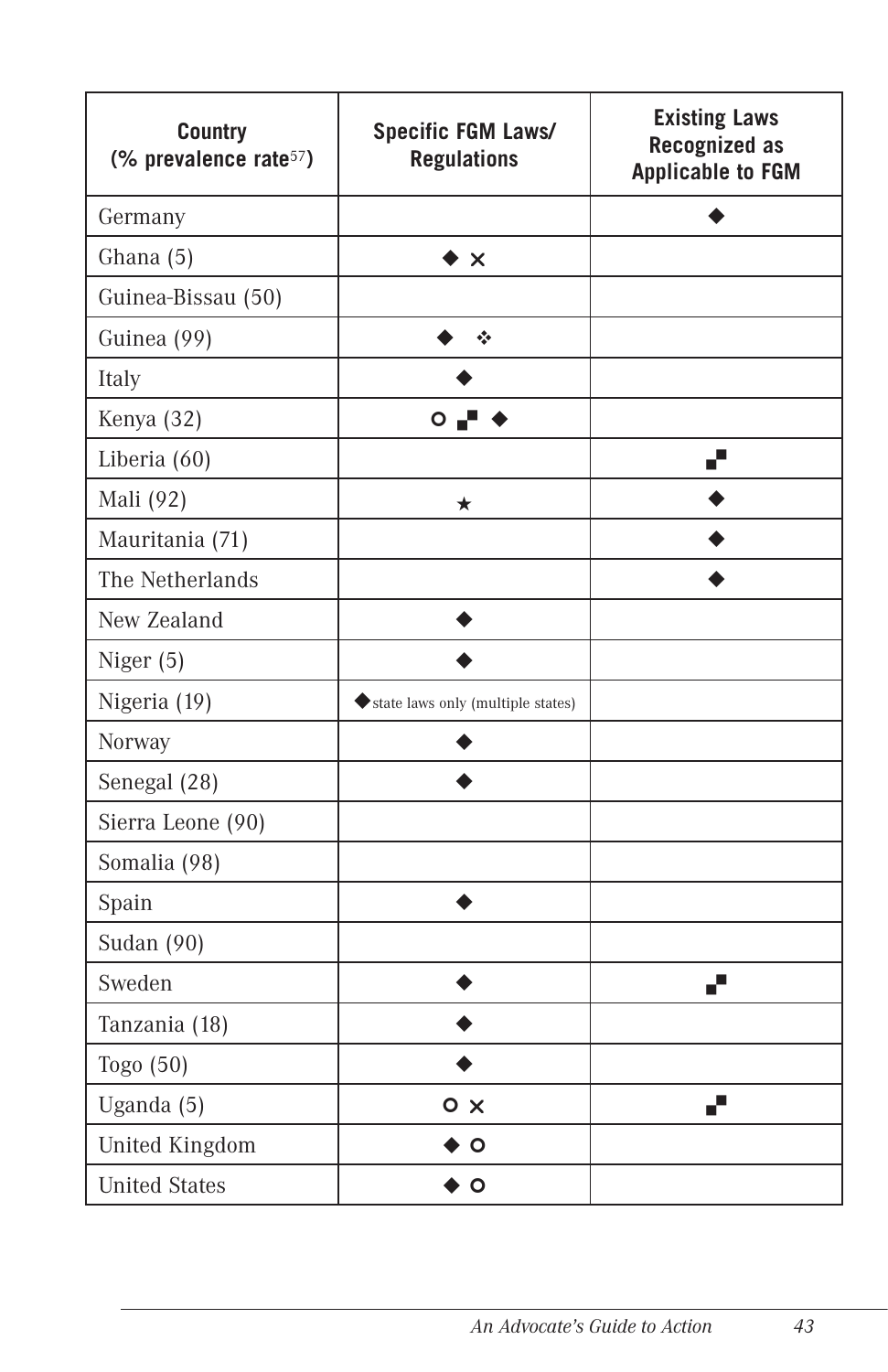| Country (% prevalence rate[57]) | Specific FGM Laws/ Regulations | Existing Laws Recognized as Applicable to FGM |
|---|---|---|
| Germany | | ◆ |
| Ghana (5) | ◆ ✕ | |
| Guinea-Bissau (50) | | |
| Guinea (99) | ◆ ❖ | |
| Italy | ◆ | |
| Kenya (32) | ○ ▞ ◆ | |
| Liberia (60) | | ▞ |
| Mali (92) | ★ | ◆ |
| Mauritania (71) | | ◆ |
| The Netherlands | | ◆ |
| New Zealand | ◆ | |
| Niger (5) | ◆ | |
| Nigeria (19) | ◆state laws only (multiple states) | |
| Norway | ◆ | |
| Senegal (28) | ◆ | |
| Sierra Leone (90) | | |
| Somalia (98) | | |
| Spain | ◆ | |
| Sudan (90) | | |
| Sweden | ◆ | ▞ |
| Tanzania (18) | ◆ | |
| Togo (50) | ◆ | |
| Uganda (5) | ○ ✕ | ▞ |
| United Kingdom | ◆ ○ | |
| United States | ◆ ○ | |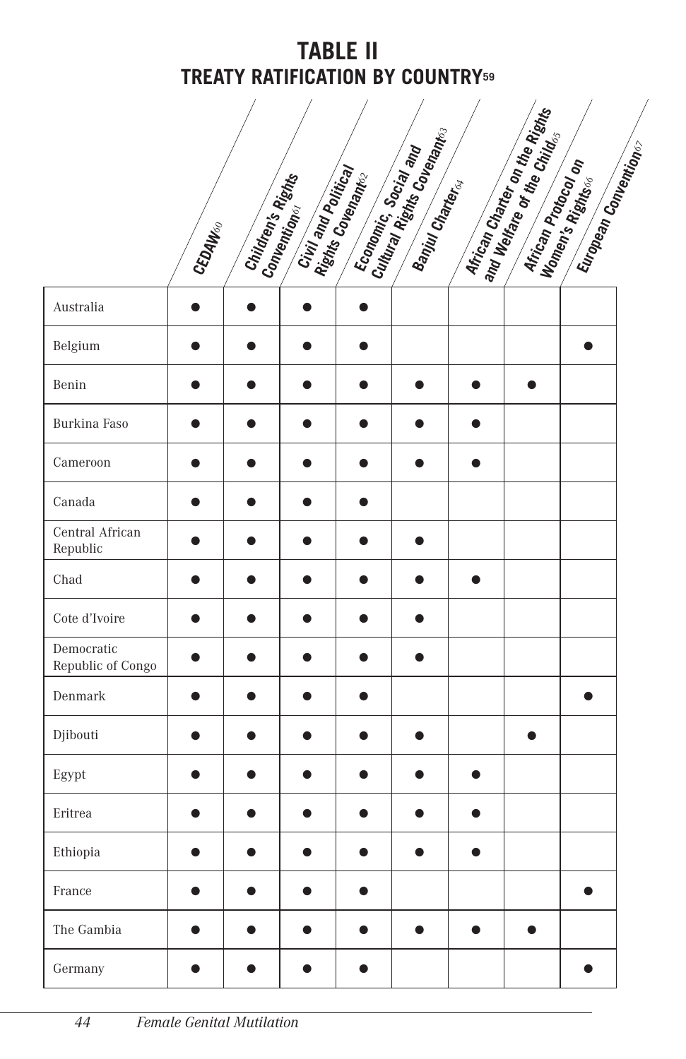## TABLE II
### TREATY RATIFICATION BY COUNTRY[59]

| | CEDAW[60] | Children's Rights Convention[61] | Civil and Political Rights Covenant[62] | Economic, Social and Cultural Rights Covenant[63] | Banjul Charter[64] | African Charter on the Rights and Welfare of the Child[65] | African Protocol on Women's Rights[66] | European Convention[67] |
|---|---|---|---|---|---|---|---|---|
| Australia | ● | ● | ● | ● | | | | |
| Belgium | ● | ● | ● | ● | | | | ● |
| Benin | ● | ● | ● | ● | ● | ● | ● | |
| Burkina Faso | ● | ● | ● | ● | ● | ● | | |
| Cameroon | ● | ● | ● | ● | ● | ● | | |
| Canada | ● | ● | ● | ● | | | | |
| Central African Republic | ● | ● | ● | ● | ● | | | |
| Chad | ● | ● | ● | ● | ● | ● | | |
| Cote d'Ivoire | ● | ● | ● | ● | ● | | | |
| Democratic Republic of Congo | ● | ● | ● | ● | ● | | | |
| Denmark | ● | ● | ● | ● | | | | ● |
| Djibouti | ● | ● | ● | ● | ● | | ● | |
| Egypt | ● | ● | ● | ● | ● | ● | | |
| Eritrea | ● | ● | ● | ● | ● | ● | | |
| Ethiopia | ● | ● | ● | ● | ● | ● | | |
| France | ● | ● | ● | ● | | | | ● |
| The Gambia | ● | ● | ● | ● | ● | ● | ● | |
| Germany | ● | ● | ● | ● | | | | ● |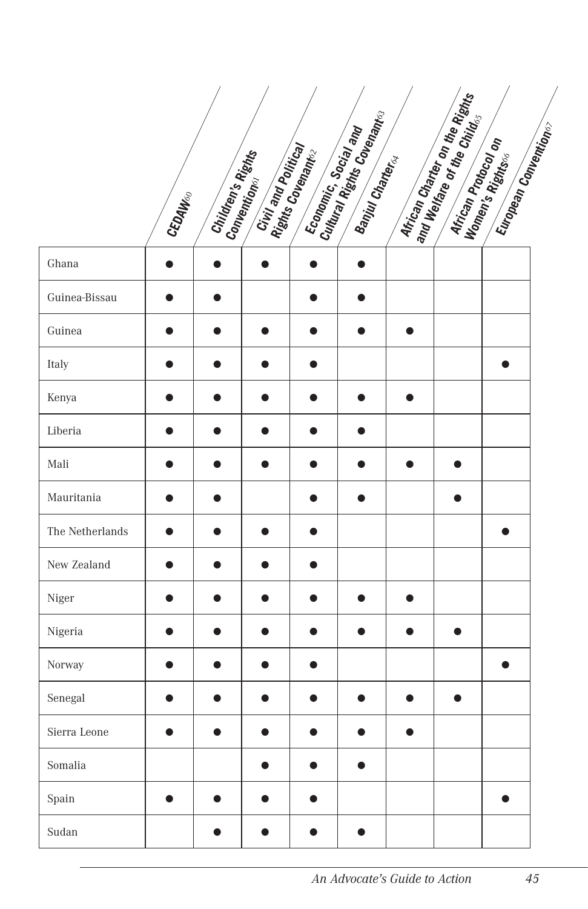| | CEDAW[60] | Children's Rights Convention[61] | Civil and Political Rights Covenant[62] | Economic, Social and Cultural Rights Covenant[63] | Banjul Charter[64] | African Charter on the Rights and Welfare of the Child[65] | African Protocol on Women's Rights[66] | European Convention[67] |
|---|---|---|---|---|---|---|---|---|
| Ghana | ● | ● | ● | ● | ● | | | |
| Guinea-Bissau | ● | ● | | ● | ● | | | |
| Guinea | ● | ● | ● | ● | ● | ● | | |
| Italy | ● | ● | ● | ● | | | | ● |
| Kenya | ● | ● | ● | ● | ● | ● | | |
| Liberia | ● | ● | ● | ● | ● | | | |
| Mali | ● | ● | ● | ● | ● | ● | ● | |
| Mauritania | ● | ● | | ● | ● | | ● | |
| The Netherlands | ● | ● | ● | ● | | | | ● |
| New Zealand | ● | ● | ● | ● | | | | |
| Niger | ● | ● | ● | ● | ● | ● | | |
| Nigeria | ● | ● | ● | ● | ● | ● | ● | |
| Norway | ● | ● | ● | ● | | | | ● |
| Senegal | ● | ● | ● | ● | ● | ● | ● | |
| Sierra Leone | ● | ● | ● | ● | ● | ● | | |
| Somalia | | | ● | ● | ● | | | |
| Spain | ● | ● | ● | ● | | | | ● |
| Sudan | | ● | ● | ● | ● | | | |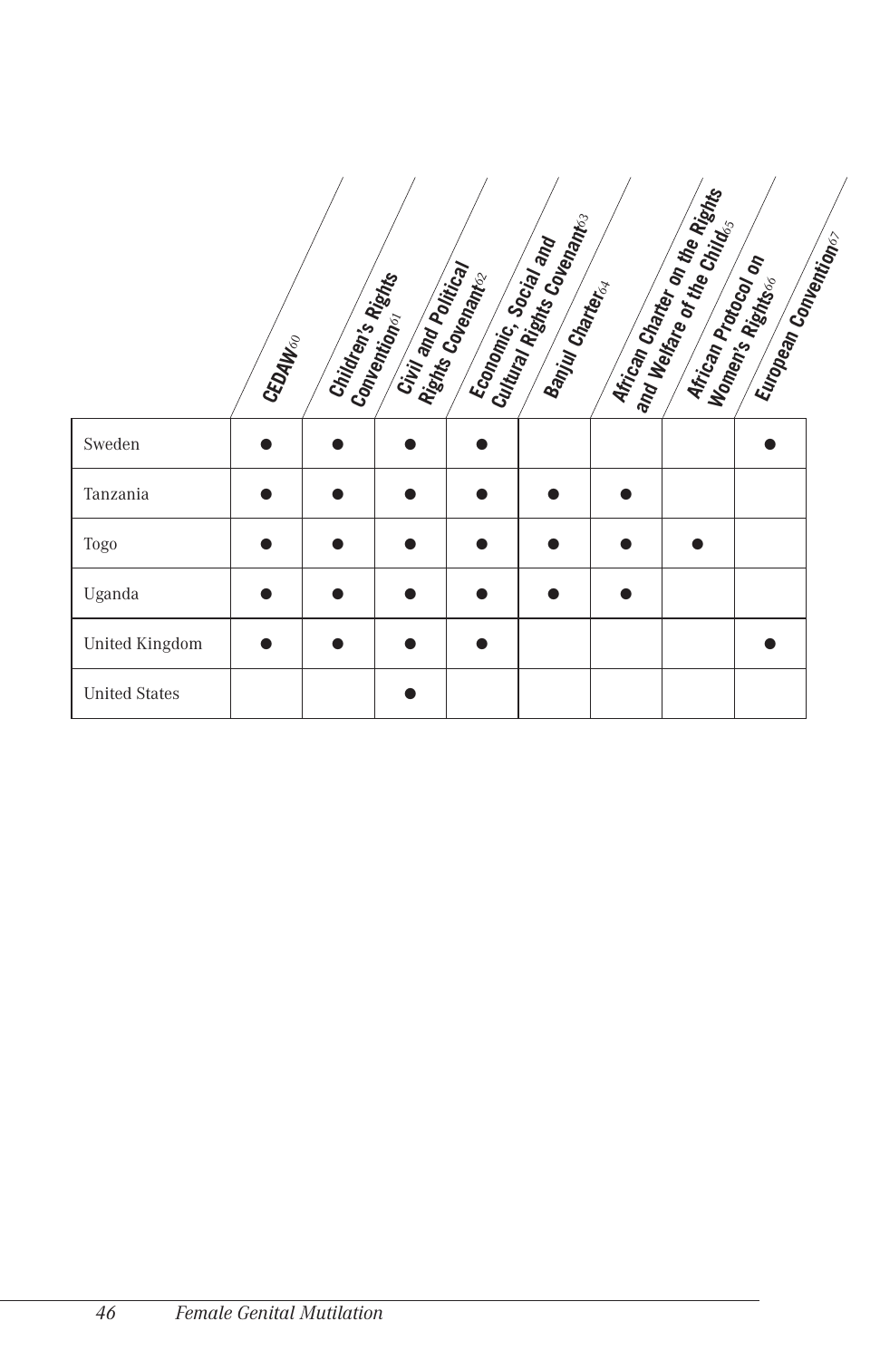| | CEDAW[60] | Children's Rights Convention[61] | Civil and Political Rights Covenant[62] | Economic, Social and Cultural Rights Covenant[63] | Banjul Charter[64] | African Charter on the Rights and Welfare of the Child[65] | African Protocol on Women's Rights[66] | European Convention[67] |
|---|---|---|---|---|---|---|---|---|
| Sweden | ● | ● | ● | ● | | | | ● |
| Tanzania | ● | ● | ● | ● | ● | ● | | |
| Togo | ● | ● | ● | ● | ● | ● | ● | |
| Uganda | ● | ● | ● | ● | ● | ● | | |
| United Kingdom | ● | ● | ● | ● | | | | ● |
| United States | | | ● | | | | | |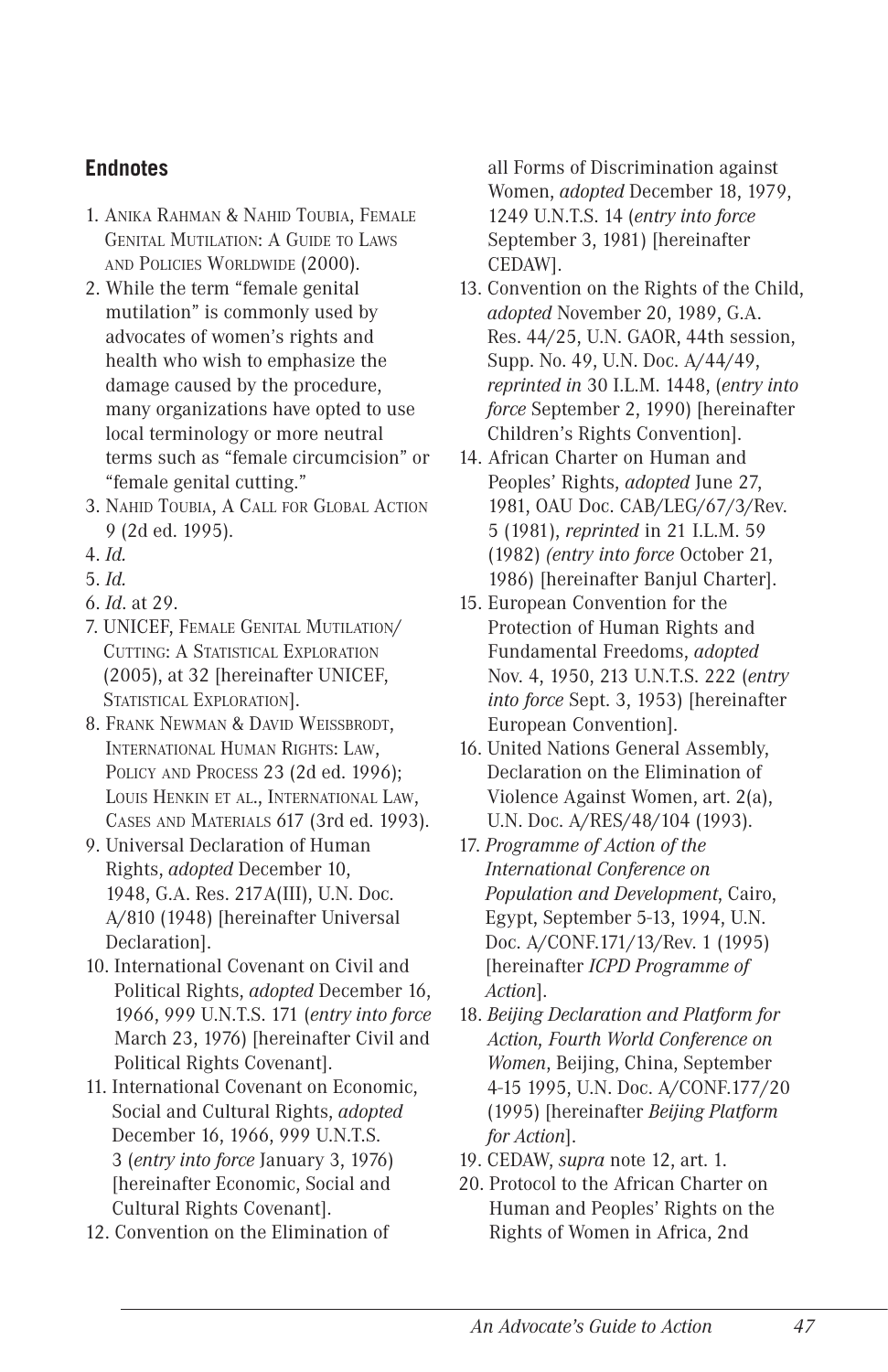## Endnotes

1. Anika Rahman & Nahid Toubia, Female Genital Mutilation: A Guide to Laws and Policies Worldwide (2000).
2. While the term "female genital mutilation" is commonly used by advocates of women's rights and health who wish to emphasize the damage caused by the procedure, many organizations have opted to use local terminology or more neutral terms such as "female circumcision" or "female genital cutting."
3. Nahid Toubia, A Call for Global Action 9 (2d ed. 1995).
4. *Id.*
5. *Id.*
6. *Id.* at 29.
7. UNICEF, Female Genital Mutilation/ Cutting: A Statistical Exploration (2005), at 32 [hereinafter UNICEF, Statistical Exploration].
8. Frank Newman & David Weissbrodt, International Human Rights: Law, Policy and Process 23 (2d ed. 1996); Louis Henkin et al., International Law, Cases and Materials 617 (3rd ed. 1993).
9. Universal Declaration of Human Rights, *adopted* December 10, 1948, G.A. Res. 217A(III), U.N. Doc. A/810 (1948) [hereinafter Universal Declaration].
10. International Covenant on Civil and Political Rights, *adopted* December 16, 1966, 999 U.N.T.S. 171 (*entry into force* March 23, 1976) [hereinafter Civil and Political Rights Covenant].
11. International Covenant on Economic, Social and Cultural Rights, *adopted* December 16, 1966, 999 U.N.T.S. 3 (*entry into force* January 3, 1976) [hereinafter Economic, Social and Cultural Rights Covenant].
12. Convention on the Elimination of all Forms of Discrimination against Women, *adopted* December 18, 1979, 1249 U.N.T.S. 14 (*entry into force* September 3, 1981) [hereinafter CEDAW].
13. Convention on the Rights of the Child, *adopted* November 20, 1989, G.A. Res. 44/25, U.N. GAOR, 44th session, Supp. No. 49, U.N. Doc. A/44/49, *reprinted in* 30 I.L.M. 1448, (*entry into force* September 2, 1990) [hereinafter Children's Rights Convention].
14. African Charter on Human and Peoples' Rights, *adopted* June 27, 1981, OAU Doc. CAB/LEG/67/3/Rev. 5 (1981), *reprinted* in 21 I.L.M. 59 (1982) *(entry into force* October 21, 1986) [hereinafter Banjul Charter].
15. European Convention for the Protection of Human Rights and Fundamental Freedoms, *adopted* Nov. 4, 1950, 213 U.N.T.S. 222 (*entry into force* Sept. 3, 1953) [hereinafter European Convention].
16. United Nations General Assembly, Declaration on the Elimination of Violence Against Women, art. 2(a), U.N. Doc. A/RES/48/104 (1993).
17. *Programme of Action of the International Conference on Population and Development*, Cairo, Egypt, September 5-13, 1994, U.N. Doc. A/CONF.171/13/Rev. 1 (1995) [hereinafter *ICPD Programme of Action*].
18. *Beijing Declaration and Platform for Action, Fourth World Conference on Women*, Beijing, China, September 4-15 1995, U.N. Doc. A/CONF.177/20 (1995) [hereinafter *Beijing Platform for Action*].
19. CEDAW, *supra* note 12, art. 1.
20. Protocol to the African Charter on Human and Peoples' Rights on the Rights of Women in Africa, 2nd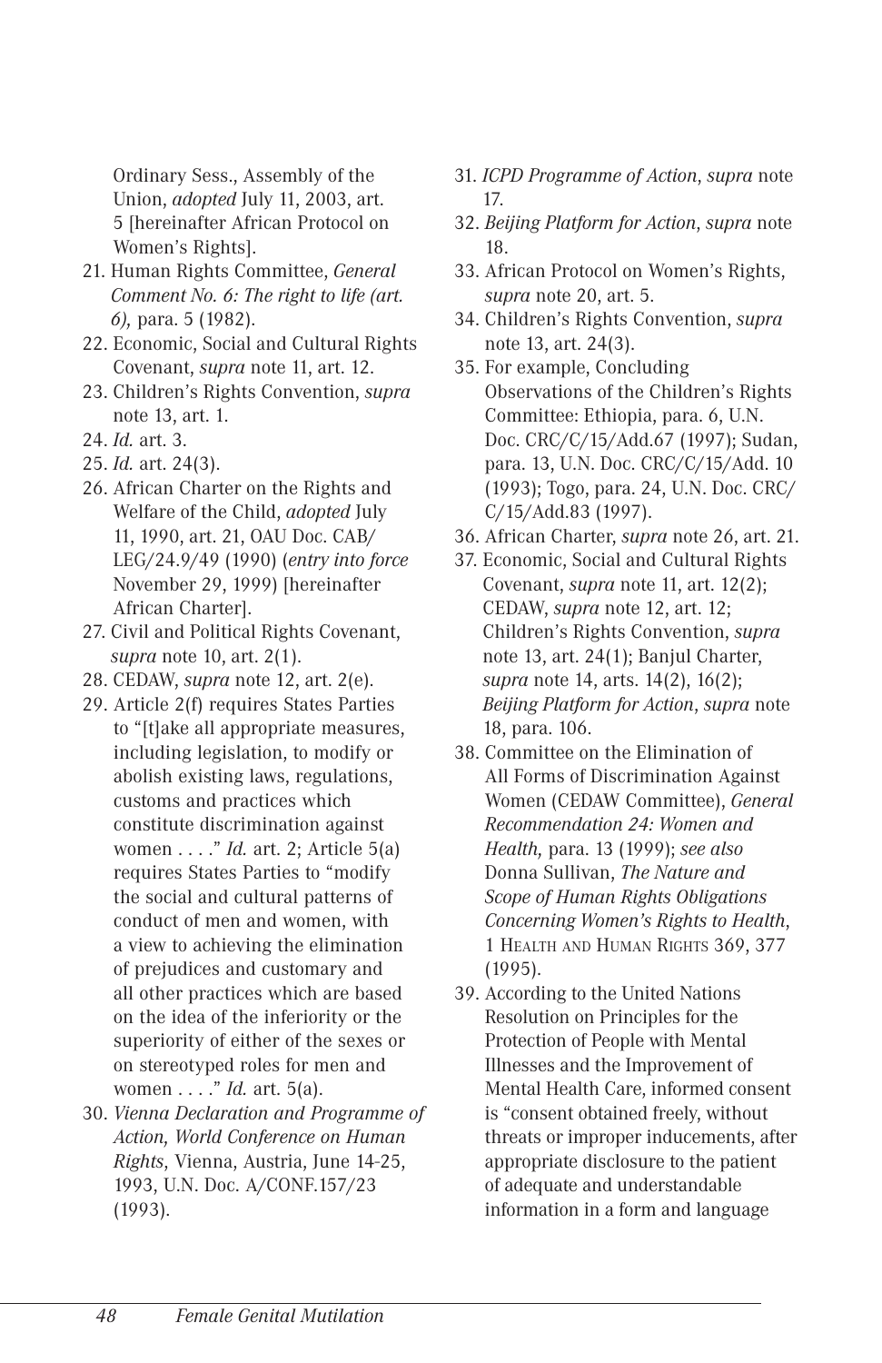Ordinary Sess., Assembly of the Union, *adopted* July 11, 2003, art. 5 [hereinafter African Protocol on Women's Rights].

21. Human Rights Committee, *General Comment No. 6: The right to life (art. 6),* para. 5 (1982).
22. Economic, Social and Cultural Rights Covenant, *supra* note 11, art. 12.
23. Children's Rights Convention, *supra* note 13, art. 1.
24. *Id.* art. 3.
25. *Id.* art. 24(3).
26. African Charter on the Rights and Welfare of the Child, *adopted* July 11, 1990, art. 21, OAU Doc. CAB/LEG/24.9/49 (1990) (*entry into force* November 29, 1999) [hereinafter African Charter].
27. Civil and Political Rights Covenant, *supra* note 10, art. 2(1).
28. CEDAW, *supra* note 12, art. 2(e).
29. Article 2(f) requires States Parties to "[t]ake all appropriate measures, including legislation, to modify or abolish existing laws, regulations, customs and practices which constitute discrimination against women . . . ." *Id.* art. 2; Article 5(a) requires States Parties to "modify the social and cultural patterns of conduct of men and women, with a view to achieving the elimination of prejudices and customary and all other practices which are based on the idea of the inferiority or the superiority of either of the sexes or on stereotyped roles for men and women . . . ." *Id.* art. 5(a).
30. *Vienna Declaration and Programme of Action, World Conference on Human Rights*, Vienna, Austria, June 14-25, 1993, U.N. Doc. A/CONF.157/23 (1993).
31. *ICPD Programme of Action*, *supra* note 17.
32. *Beijing Platform for Action*, *supra* note 18.
33. African Protocol on Women's Rights, *supra* note 20, art. 5.
34. Children's Rights Convention, *supra* note 13, art. 24(3).
35. For example, Concluding Observations of the Children's Rights Committee: Ethiopia, para. 6, U.N. Doc. CRC/C/15/Add.67 (1997); Sudan, para. 13, U.N. Doc. CRC/C/15/Add. 10 (1993); Togo, para. 24, U.N. Doc. CRC/C/15/Add.83 (1997).
36. African Charter, *supra* note 26, art. 21.
37. Economic, Social and Cultural Rights Covenant, *supra* note 11, art. 12(2); CEDAW, *supra* note 12, art. 12; Children's Rights Convention, *supra* note 13, art. 24(1); Banjul Charter, *supra* note 14, arts. 14(2), 16(2); *Beijing Platform for Action*, *supra* note 18, para. 106.
38. Committee on the Elimination of All Forms of Discrimination Against Women (CEDAW Committee), *General Recommendation 24: Women and Health,* para. 13 (1999); *see also* Donna Sullivan, *The Nature and Scope of Human Rights Obligations Concerning Women's Rights to Health,* 1 HEALTH AND HUMAN RIGHTS 369, 377 (1995).
39. According to the United Nations Resolution on Principles for the Protection of People with Mental Illnesses and the Improvement of Mental Health Care, informed consent is "consent obtained freely, without threats or improper inducements, after appropriate disclosure to the patient of adequate and understandable information in a form and language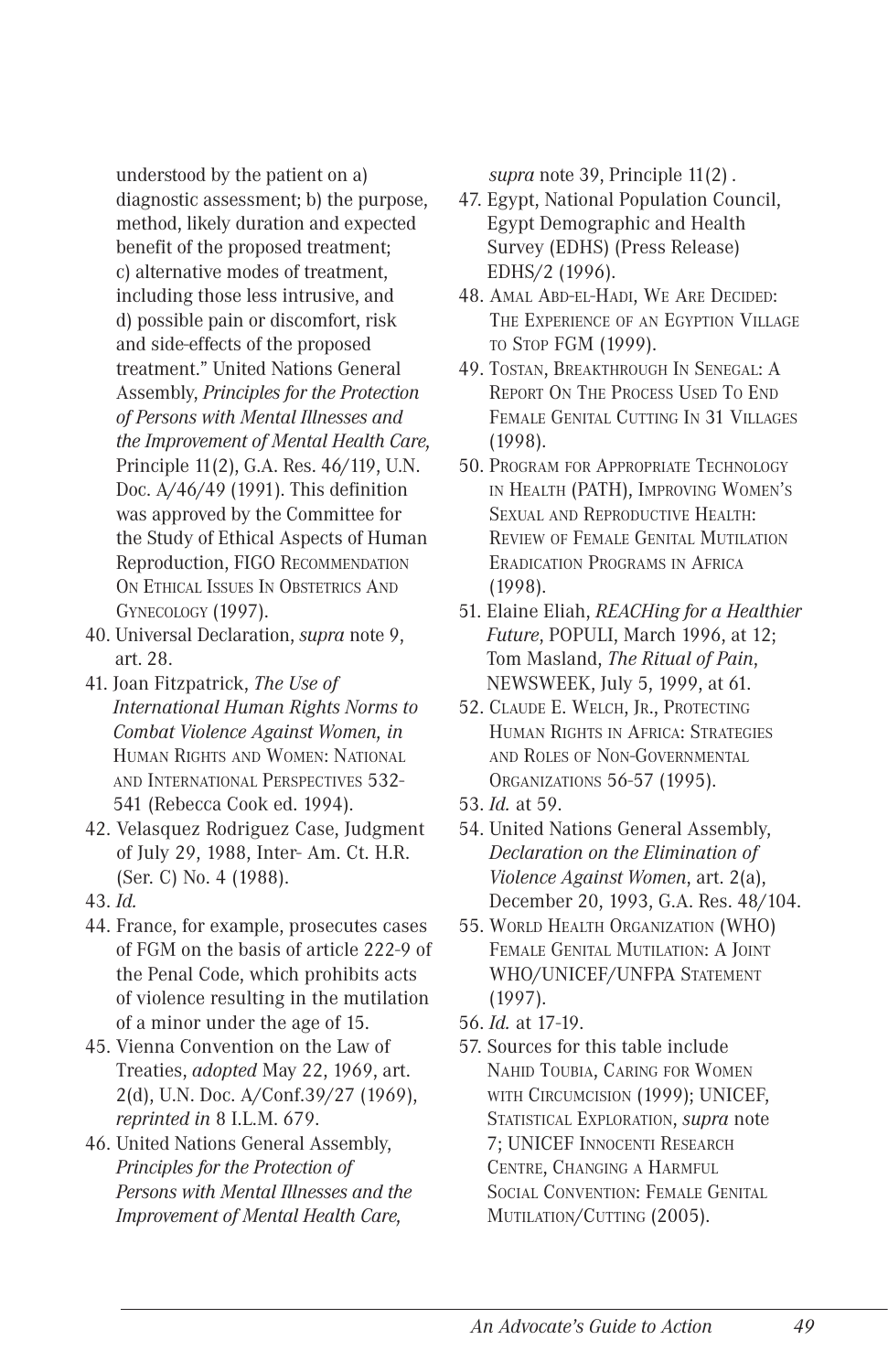understood by the patient on a) diagnostic assessment; b) the purpose, method, likely duration and expected benefit of the proposed treatment; c) alternative modes of treatment, including those less intrusive, and d) possible pain or discomfort, risk and side-effects of the proposed treatment." United Nations General Assembly, *Principles for the Protection of Persons with Mental Illnesses and the Improvement of Mental Health Care*, Principle 11(2), G.A. Res. 46/119, U.N. Doc. A/46/49 (1991). This definition was approved by the Committee for the Study of Ethical Aspects of Human Reproduction, FIGO RECOMMENDATION ON ETHICAL ISSUES IN OBSTETRICS AND GYNECOLOGY (1997).

40. Universal Declaration, *supra* note 9, art. 28.
41. Joan Fitzpatrick, *The Use of International Human Rights Norms to Combat Violence Against Women, in* HUMAN RIGHTS AND WOMEN: NATIONAL AND INTERNATIONAL PERSPECTIVES 532-541 (Rebecca Cook ed. 1994).
42. Velasquez Rodriguez Case, Judgment of July 29, 1988, Inter- Am. Ct. H.R. (Ser. C) No. 4 (1988).
43. *Id.*
44. France, for example, prosecutes cases of FGM on the basis of article 222-9 of the Penal Code, which prohibits acts of violence resulting in the mutilation of a minor under the age of 15.
45. Vienna Convention on the Law of Treaties, *adopted* May 22, 1969, art. 2(d), U.N. Doc. A/Conf.39/27 (1969), *reprinted in* 8 I.L.M. 679.
46. United Nations General Assembly, *Principles for the Protection of Persons with Mental Illnesses and the Improvement of Mental Health Care*, *supra* note 39, Principle 11(2).
47. Egypt, National Population Council, Egypt Demographic and Health Survey (EDHS) (Press Release) EDHS/2 (1996).
48. AMAL ABD-EL-HADI, WE ARE DECIDED: THE EXPERIENCE OF AN EGYPTION VILLAGE TO STOP FGM (1999).
49. TOSTAN, BREAKTHROUGH IN SENEGAL: A REPORT ON THE PROCESS USED TO END FEMALE GENITAL CUTTING IN 31 VILLAGES (1998).
50. PROGRAM FOR APPROPRIATE TECHNOLOGY IN HEALTH (PATH), IMPROVING WOMEN'S SEXUAL AND REPRODUCTIVE HEALTH: REVIEW OF FEMALE GENITAL MUTILATION ERADICATION PROGRAMS IN AFRICA (1998).
51. Elaine Eliah, *REACHing for a Healthier Future*, POPULI, March 1996, at 12; Tom Masland, *The Ritual of Pain*, NEWSWEEK, July 5, 1999, at 61.
52. CLAUDE E. WELCH, JR., PROTECTING HUMAN RIGHTS IN AFRICA: STRATEGIES AND ROLES OF NON-GOVERNMENTAL ORGANIZATIONS 56-57 (1995).
53. *Id.* at 59.
54. United Nations General Assembly, *Declaration on the Elimination of Violence Against Women*, art. 2(a), December 20, 1993, G.A. Res. 48/104.
55. WORLD HEALTH ORGANIZATION (WHO) FEMALE GENITAL MUTILATION: A JOINT WHO/UNICEF/UNFPA STATEMENT (1997).
56. *Id.* at 17-19.
57. Sources for this table include NAHID TOUBIA, CARING FOR WOMEN WITH CIRCUMCISION (1999); UNICEF, STATISTICAL EXPLORATION, *supra* note 7; UNICEF INNOCENTI RESEARCH CENTRE, CHANGING A HARMFUL SOCIAL CONVENTION: FEMALE GENITAL MUTILATION/CUTTING (2005).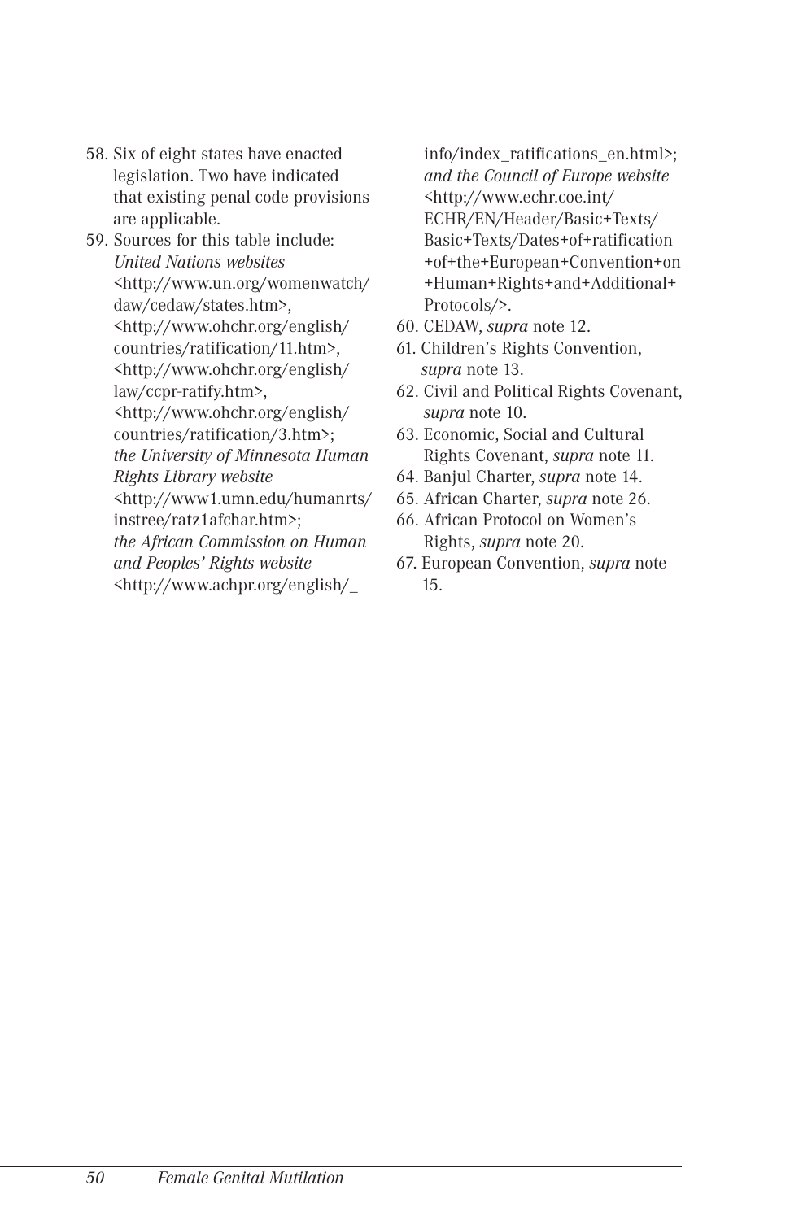58. Six of eight states have enacted legislation. Two have indicated that existing penal code provisions are applicable.
59. Sources for this table include: *United Nations websites* <http://www.un.org/womenwatch/daw/cedaw/states.htm>, <http://www.ohchr.org/english/countries/ratification/11.htm>, <http://www.ohchr.org/english/law/ccpr-ratify.htm>, <http://www.ohchr.org/english/countries/ratification/3.htm>; *the University of Minnesota Human Rights Library website* <http://www1.umn.edu/humanrts/instree/ratz1afchar.htm>; *the African Commission on Human and Peoples' Rights website* <http://www.achpr.org/english/_info/index_ratifications_en.html>; *and the Council of Europe website* <http://www.echr.coe.int/ECHR/EN/Header/Basic+Texts/Basic+Texts/Dates+of+ratification+of+the+European+Convention+on+Human+Rights+and+Additional+Protocols/>.
60. CEDAW, *supra* note 12.
61. Children's Rights Convention, *supra* note 13.
62. Civil and Political Rights Covenant, *supra* note 10.
63. Economic, Social and Cultural Rights Covenant, *supra* note 11.
64. Banjul Charter, *supra* note 14.
65. African Charter, *supra* note 26.
66. African Protocol on Women's Rights, *supra* note 20.
67. European Convention, *supra* note 15.